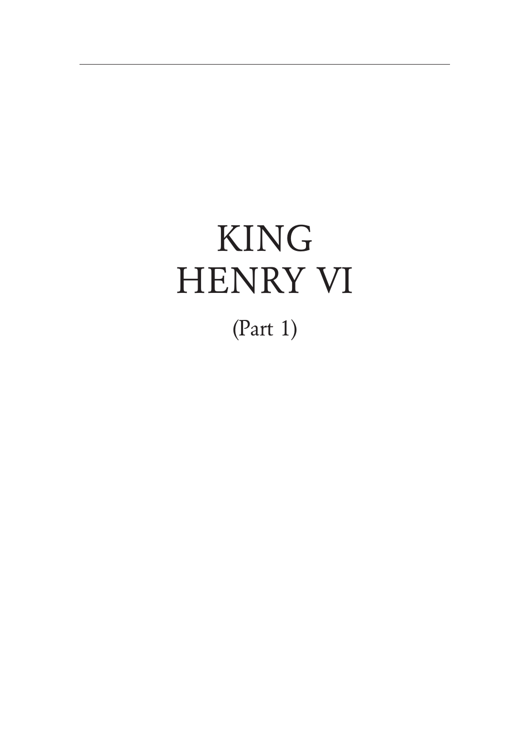# KING HENRY VI

(Part 1)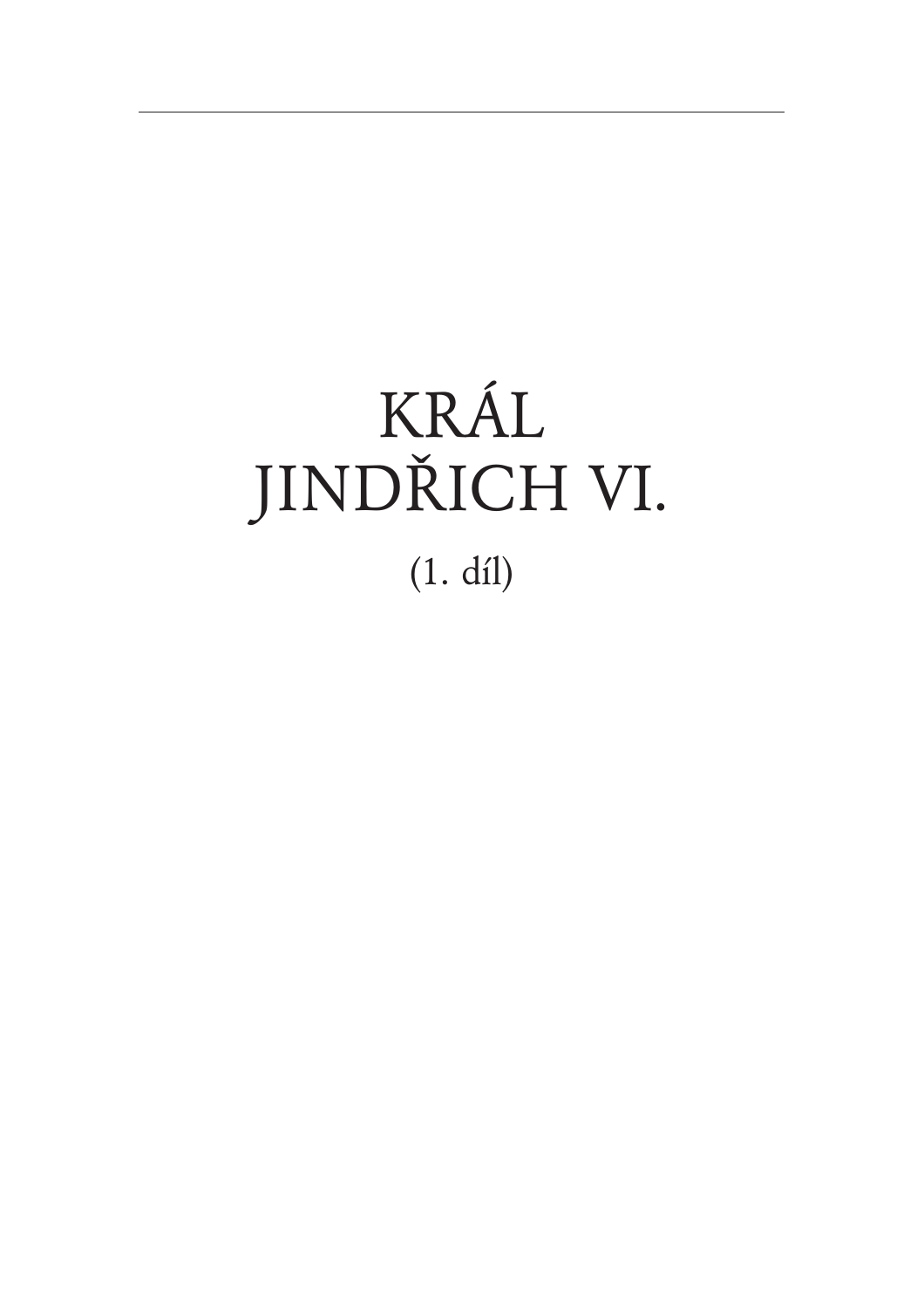# KRÁL JINDŘICH VI.

(1. díl)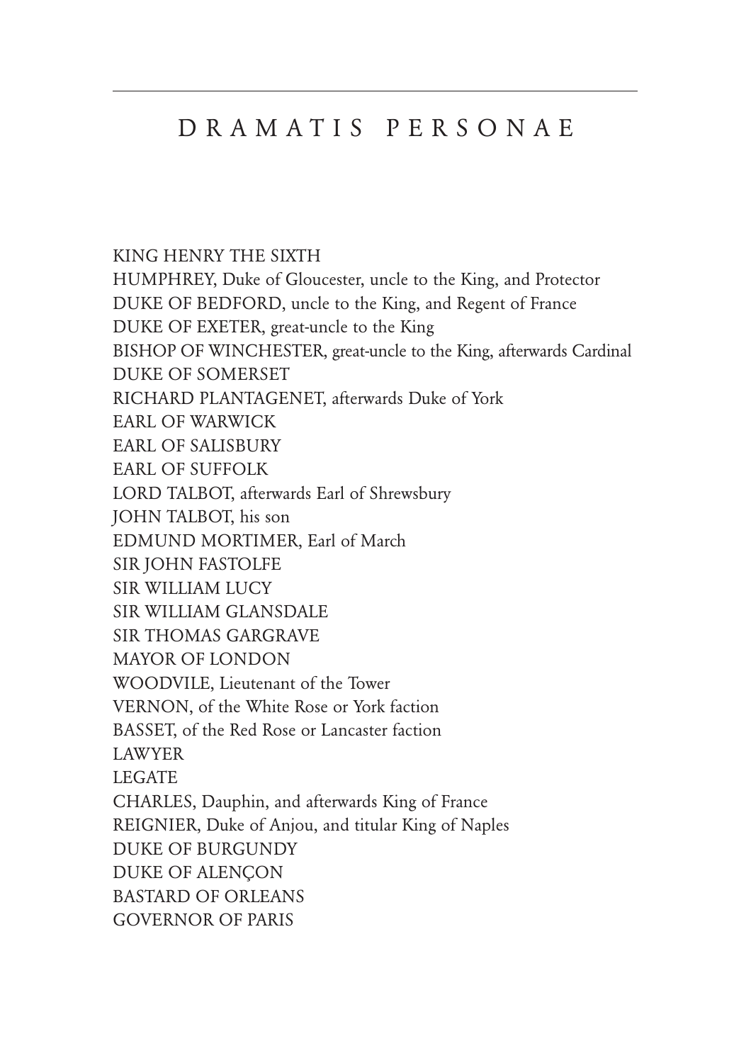# DRAMATIS PERSONAE

KING HENRY THE SIXTH
HUMPHREY, Duke of Gloucester, uncle to the King, and Protector
DUKE OF BEDFORD, uncle to the King, and Regent of France
DUKE OF EXETER, great-uncle to the King
BISHOP OF WINCHESTER, great-uncle to the King, afterwards Cardinal
DUKE OF SOMERSET
RICHARD PLANTAGENET, afterwards Duke of York
EARL OF WARWICK
EARL OF SALISBURY
EARL OF SUFFOLK
LORD TALBOT, afterwards Earl of Shrewsbury
JOHN TALBOT, his son
EDMUND MORTIMER, Earl of March
SIR JOHN FASTOLFE
SIR WILLIAM LUCY
SIR WILLIAM GLANSDALE
SIR THOMAS GARGRAVE
MAYOR OF LONDON
WOODVILE, Lieutenant of the Tower
VERNON, of the White Rose or York faction
BASSET, of the Red Rose or Lancaster faction
LAWYER
LEGATE
CHARLES, Dauphin, and afterwards King of France
REIGNIER, Duke of Anjou, and titular King of Naples
DUKE OF BURGUNDY
DUKE OF ALENÇON
BASTARD OF ORLEANS
GOVERNOR OF PARIS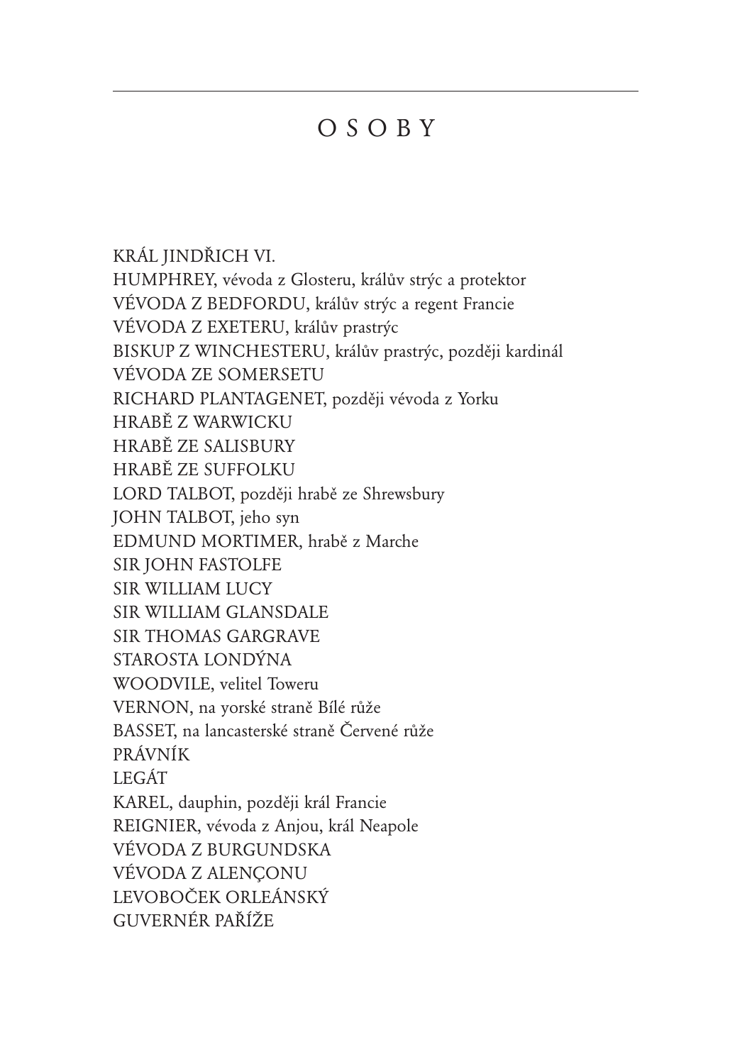# O S O B Y

KRÁL JINDŘICH VI.
HUMPHREY, vévoda z Glosteru, králův strýc a protektor
VÉVODA Z BEDFORDU, králův strýc a regent Francie
VÉVODA Z EXETERU, králův prastrýc
BISKUP Z WINCHESTERU, králův prastrýc, později kardinál
VÉVODA ZE SOMERSETU
RICHARD PLANTAGENET, později vévoda z Yorku
HRABĚ Z WARWICKU
HRABĚ ZE SALISBURY
HRABĚ ZE SUFFOLKU
LORD TALBOT, později hrabě ze Shrewsbury
JOHN TALBOT, jeho syn
EDMUND MORTIMER, hrabě z Marche
SIR JOHN FASTOLFE
SIR WILLIAM LUCY
SIR WILLIAM GLANSDALE
SIR THOMAS GARGRAVE
STAROSTA LONDÝNA
WOODVILE, velitel Toweru
VERNON, na yorské straně Bílé růže
BASSET, na lancasterské straně Červené růže
PRÁVNÍK
LEGÁT
KAREL, dauphin, později král Francie
REIGNIER, vévoda z Anjou, král Neapole
VÉVODA Z BURGUNDSKA
VÉVODA Z ALENÇONU
LEVOBOČEK ORLEÁNSKÝ
GUVERNÉR PAŘÍŽE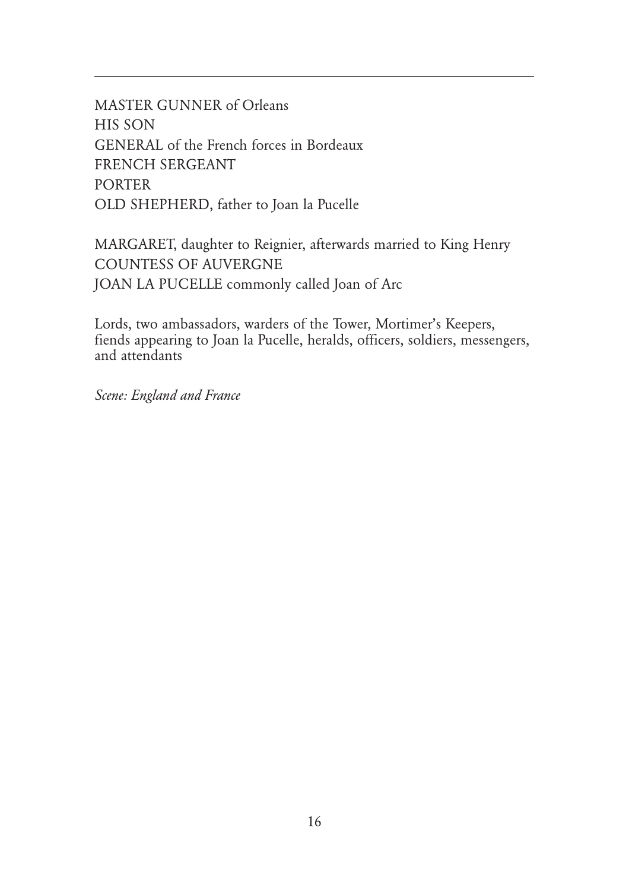MASTER GUNNER of Orleans
HIS SON
GENERAL of the French forces in Bordeaux
FRENCH SERGEANT
PORTER
OLD SHEPHERD, father to Joan la Pucelle

MARGARET, daughter to Reignier, afterwards married to King Henry
COUNTESS OF AUVERGNE
JOAN LA PUCELLE commonly called Joan of Arc

Lords, two ambassadors, warders of the Tower, Mortimer's Keepers, fiends appearing to Joan la Pucelle, heralds, officers, soldiers, messengers, and attendants

*Scene: England and France*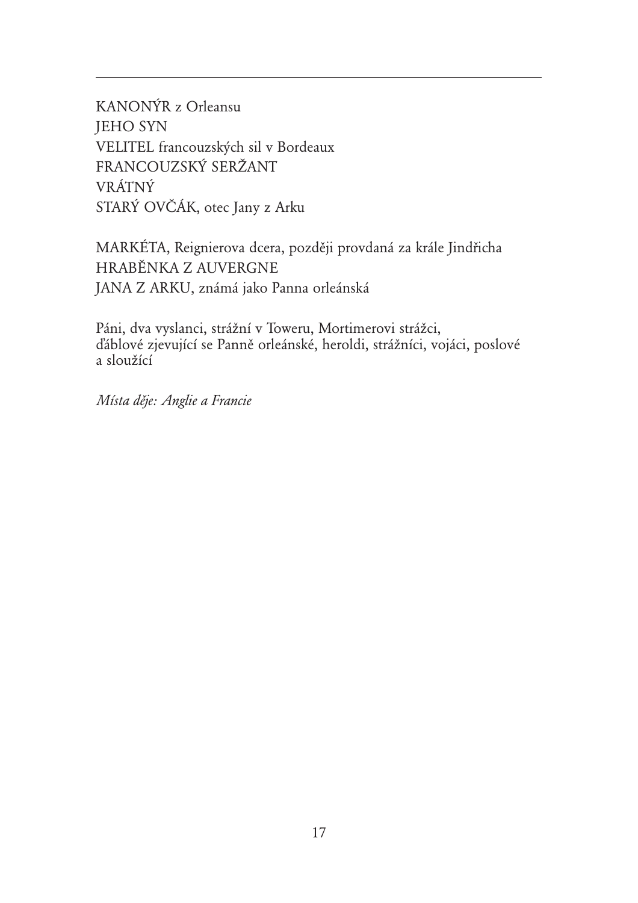KANONÝR z Orleansu
JEHO SYN
VELITEL francouzských sil v Bordeaux
FRANCOUZSKÝ SERŽANT
VRÁTNÝ
STARÝ OVČÁK, otec Jany z Arku

MARKÉTA, Reignierova dcera, později provdaná za krále Jindřicha
HRABĚNKA Z AUVERGNE
JANA Z ARKU, známá jako Panna orleánská

Páni, dva vyslanci, strážní v Toweru, Mortimerovi strážci, ďáblové zjevující se Panně orleánské, heroldi, strážníci, vojáci, poslové a sloužící

*Místa děje: Anglie a Francie*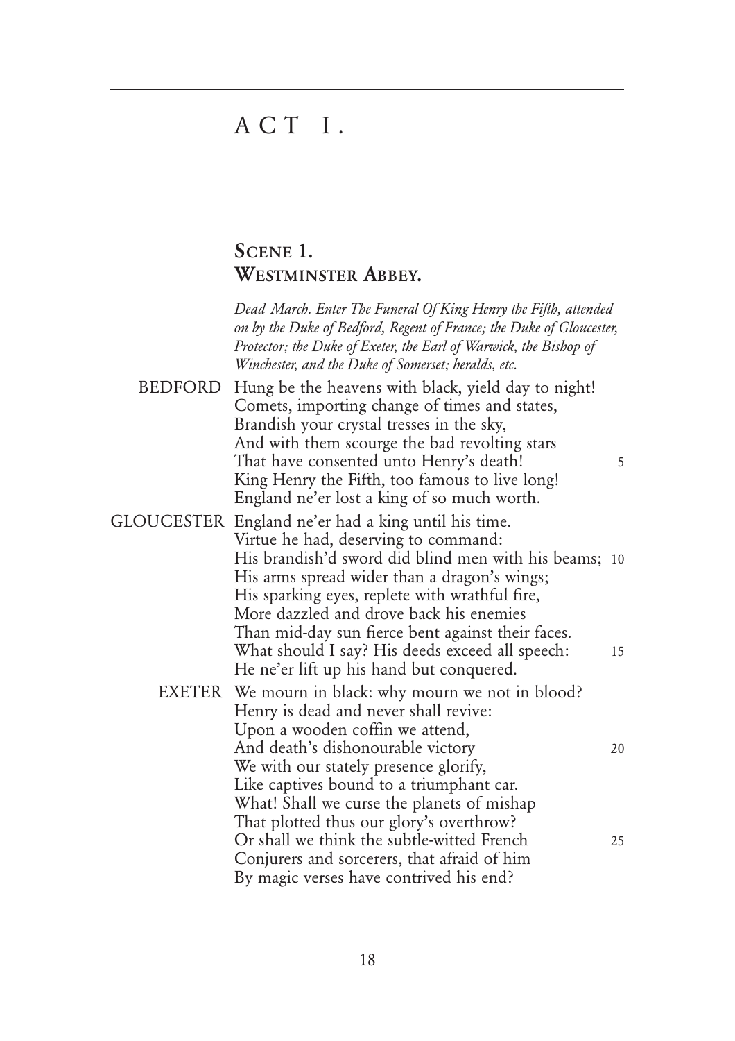# ACT I.

## SCENE 1. WESTMINSTER ABBEY.

*Dead March. Enter The Funeral Of King Henry the Fifth, attended on by the Duke of Bedford, Regent of France; the Duke of Gloucester, Protector; the Duke of Exeter, the Earl of Warwick, the Bishop of Winchester, and the Duke of Somerset; heralds, etc.*

BEDFORD Hung be the heavens with black, yield day to night!
Comets, importing change of times and states,
Brandish your crystal tresses in the sky,
And with them scourge the bad revolting stars
That have consented unto Henry's death! 5
King Henry the Fifth, too famous to live long!
England ne'er lost a king of so much worth.

GLOUCESTER England ne'er had a king until his time.
Virtue he had, deserving to command:
His brandish'd sword did blind men with his beams; 10
His arms spread wider than a dragon's wings;
His sparking eyes, replete with wrathful fire,
More dazzled and drove back his enemies
Than mid-day sun fierce bent against their faces.
What should I say? His deeds exceed all speech: 15
He ne'er lift up his hand but conquered.

EXETER We mourn in black: why mourn we not in blood?
Henry is dead and never shall revive:
Upon a wooden coffin we attend,
And death's dishonourable victory 20
We with our stately presence glorify,
Like captives bound to a triumphant car.
What! Shall we curse the planets of mishap
That plotted thus our glory's overthrow?
Or shall we think the subtle-witted French 25
Conjurers and sorcerers, that afraid of him
By magic verses have contrived his end?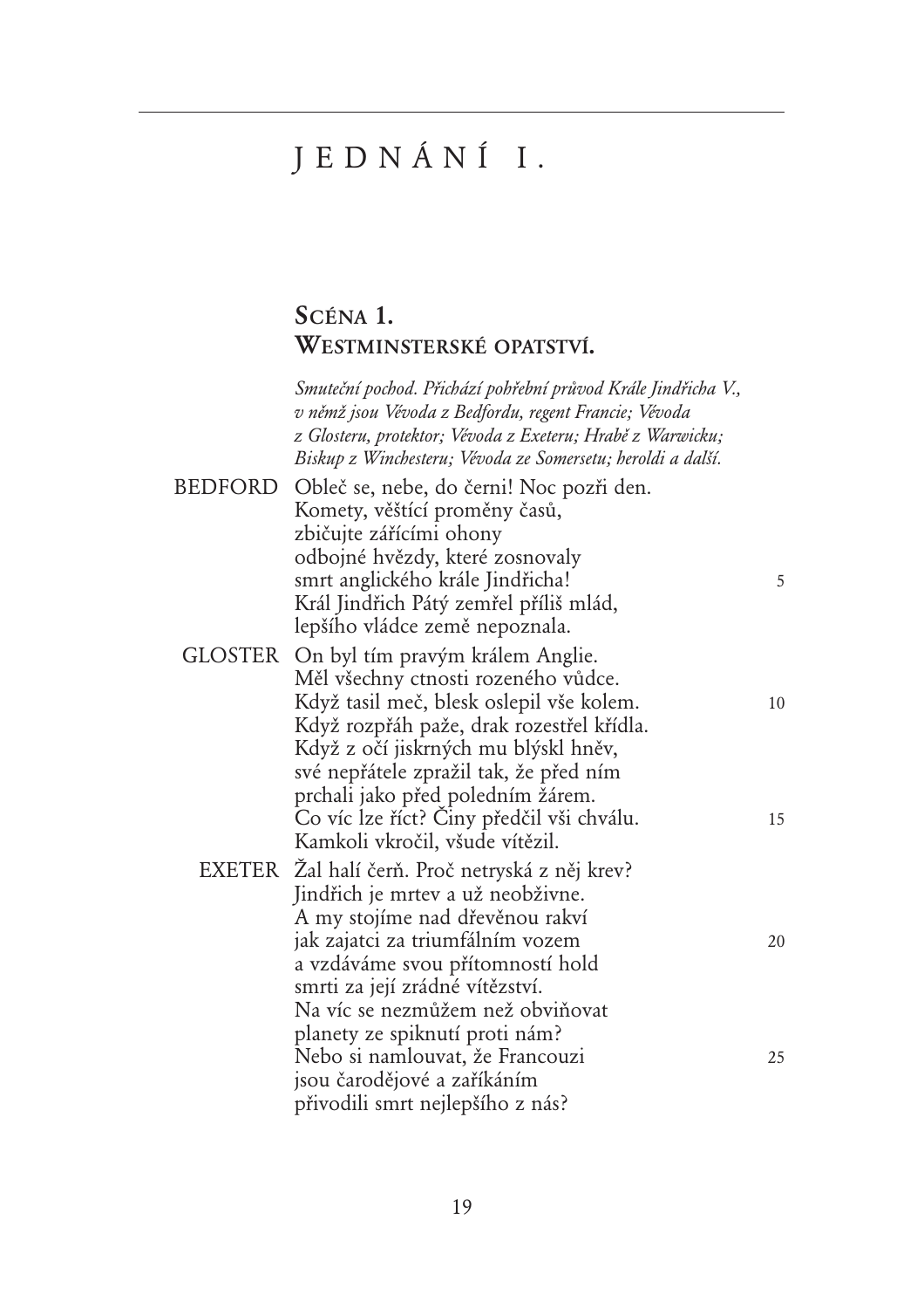# JEDNÁNÍ I.

## SCÉNA 1.
## WESTMINSTERSKÉ OPATSTVÍ.

*Smuteční pochod. Přichází pohřební průvod Krále Jindřicha V., v němž jsou Vévoda z Bedfordu, regent Francie; Vévoda z Glosteru, protektor; Vévoda z Exeteru; Hrabě z Warwicku; Biskup z Winchesteru; Vévoda ze Somersetu; heroldi a další.*

BEDFORD Obleč se, nebe, do černi! Noc pozři den.
Komety, věštící proměny časů,
zbičujte zářícími ohony
odbojné hvězdy, které zosnovaly
smrt anglického krále Jindřicha! 5
Král Jindřich Pátý zemřel příliš mlád,
lepšího vládce země nepoznala.

GLOSTER On byl tím pravým králem Anglie.
Měl všechny ctnosti rozeného vůdce.
Když tasil meč, blesk oslepil vše kolem. 10
Když rozpřáh paže, drak rozestřel křídla.
Když z očí jiskrných mu blýskl hněv,
své nepřátele zpražil tak, že před ním
prchali jako před poledním žárem.
Co víc lze říct? Činy předčil vši chválu. 15
Kamkoli vkročil, všude vítězil.

EXETER Žal halí čerň. Proč netryská z něj krev?
Jindřich je mrtev a už neobživne.
A my stojíme nad dřevěnou rakví
jak zajatci za triumfálním vozem 20
a vzdáváme svou přítomností hold
smrti za její zrádné vítězství.
Na víc se nezmůžem než obviňovat
planety ze spiknutí proti nám?
Nebo si namlouvat, že Francouzi 25
jsou čarodějové a zaříkáním
přivodili smrt nejlepšího z nás?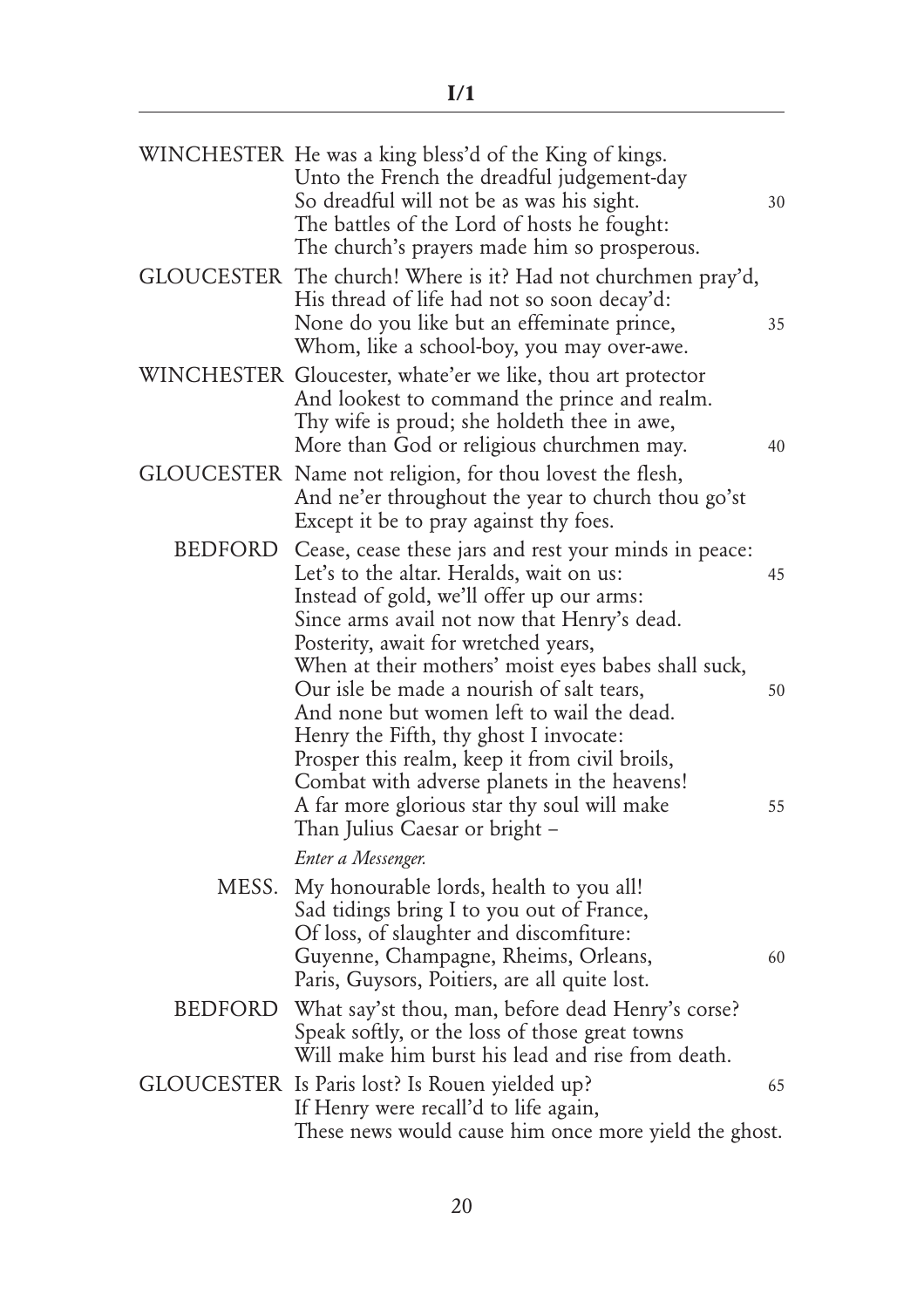WINCHESTER He was a king bless'd of the King of kings.
Unto the French the dreadful judgement-day
So dreadful will not be as was his sight. 30
The battles of the Lord of hosts he fought:
The church's prayers made him so prosperous.

GLOUCESTER The church! Where is it? Had not churchmen pray'd,
His thread of life had not so soon decay'd:
None do you like but an effeminate prince, 35
Whom, like a school-boy, you may over-awe.

WINCHESTER Gloucester, whate'er we like, thou art protector
And lookest to command the prince and realm.
Thy wife is proud; she holdeth thee in awe,
More than God or religious churchmen may. 40

GLOUCESTER Name not religion, for thou lovest the flesh,
And ne'er throughout the year to church thou go'st
Except it be to pray against thy foes.

BEDFORD Cease, cease these jars and rest your minds in peace:
Let's to the altar. Heralds, wait on us: 45
Instead of gold, we'll offer up our arms:
Since arms avail not now that Henry's dead.
Posterity, await for wretched years,
When at their mothers' moist eyes babes shall suck,
Our isle be made a nourish of salt tears, 50
And none but women left to wail the dead.
Henry the Fifth, thy ghost I invocate:
Prosper this realm, keep it from civil broils,
Combat with adverse planets in the heavens!
A far more glorious star thy soul will make 55
Than Julius Caesar or bright –

*Enter a Messenger.*

MESS. My honourable lords, health to you all!
Sad tidings bring I to you out of France,
Of loss, of slaughter and discomfiture:
Guyenne, Champagne, Rheims, Orleans, 60
Paris, Guysors, Poitiers, are all quite lost.

BEDFORD What say'st thou, man, before dead Henry's corse?
Speak softly, or the loss of those great towns
Will make him burst his lead and rise from death.

GLOUCESTER Is Paris lost? Is Rouen yielded up? 65
If Henry were recall'd to life again,
These news would cause him once more yield the ghost.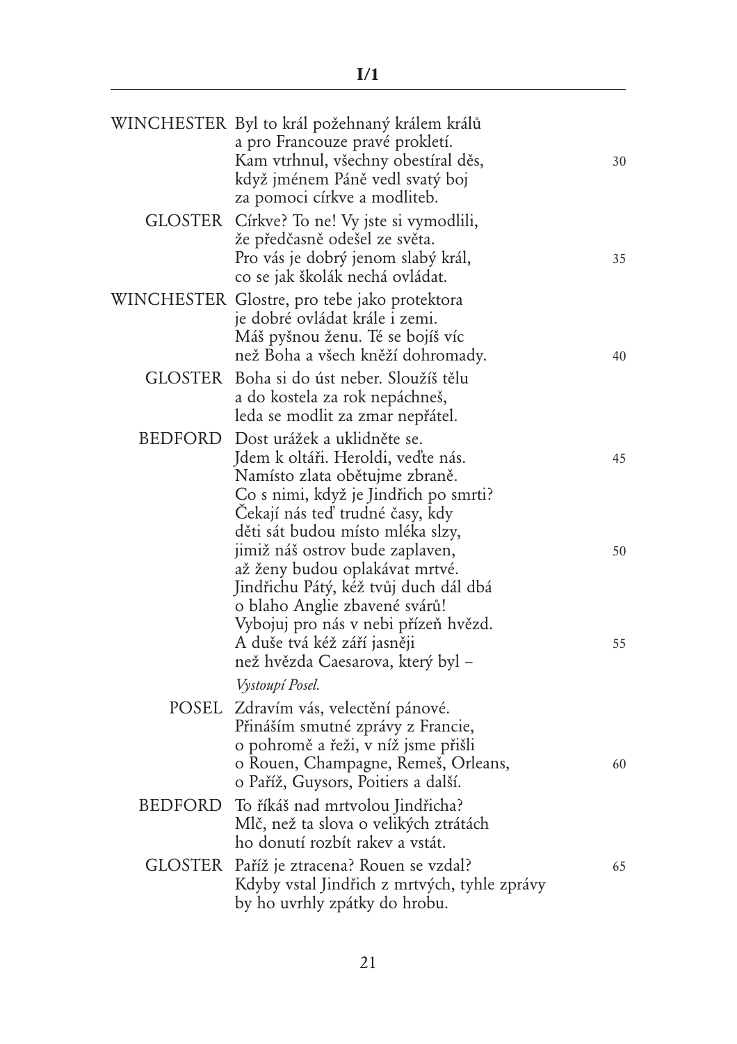WINCHESTER Byl to král požehnaný králem králů
a pro Francouze pravé prokletí.
Kam vtrhnul, všechny obestíral děs, 30
když jménem Páně vedl svatý boj
za pomoci církve a modliteb.

GLOSTER Církve? To ne! Vy jste si vymodlili,
že předčasně odešel ze světa.
Pro vás je dobrý jenom slabý král, 35
co se jak školák nechá ovládat.

WINCHESTER Glostre, pro tebe jako protektora
je dobré ovládat krále i zemi.
Máš pyšnou ženu. Té se bojíš víc
než Boha a všech kněží dohromady. 40

GLOSTER Boha si do úst neber. Sloužíš tělu
a do kostela za rok nepáchneš,
leda se modlit za zmar nepřátel.

BEDFORD Dost urážek a uklidněte se.
Jdem k oltáři. Heroldi, veďte nás. 45
Namísto zlata obětujme zbraně.
Co s nimi, když je Jindřich po smrti?
Čekají nás teď trudné časy, kdy
děti sát budou místo mléka slzy,
jimiž náš ostrov bude zaplaven, 50
až ženy budou oplakávat mrtvé.
Jindřichu Pátý, kéž tvůj duch dál dbá
o blaho Anglie zbavené svárů!
Vybojuj pro nás v nebi přízeň hvězd.
A duše tvá kéž září jasněji 55
než hvězda Caesarova, který byl –

*Vystoupí Posel.*

POSEL Zdravím vás, velectění pánové.
Přináším smutné zprávy z Francie,
o pohromě a řeži, v níž jsme přišli
o Rouen, Champagne, Remeš, Orleans, 60
o Paříž, Guysors, Poitiers a další.

BEDFORD To říkáš nad mrtvolou Jindřicha?
Mlč, než ta slova o velikých ztrátách
ho donutí rozbít rakev a vstát.

GLOSTER Paříž je ztracena? Rouen se vzdal? 65
Kdyby vstal Jindřich z mrtvých, tyhle zprávy
by ho uvrhly zpátky do hrobu.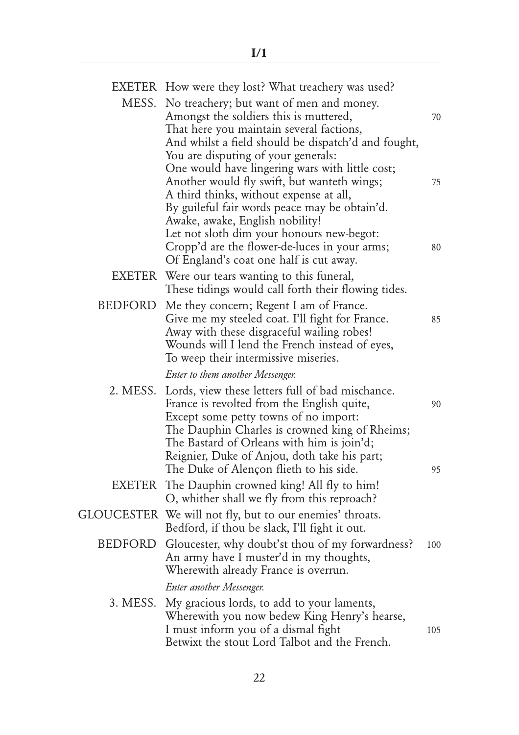EXETER How were they lost? What treachery was used?

MESS. No treachery; but want of men and money.
Amongst the soldiers this is muttered, 70
That here you maintain several factions,
And whilst a field should be dispatch'd and fought,
You are disputing of your generals:
One would have lingering wars with little cost;
Another would fly swift, but wanteth wings; 75
A third thinks, without expense at all,
By guileful fair words peace may be obtain'd.
Awake, awake, English nobility!
Let not sloth dim your honours new-begot:
Cropp'd are the flower-de-luces in your arms; 80
Of England's coat one half is cut away.

EXETER Were our tears wanting to this funeral,
These tidings would call forth their flowing tides.

BEDFORD Me they concern; Regent I am of France.
Give me my steeled coat. I'll fight for France. 85
Away with these disgraceful wailing robes!
Wounds will I lend the French instead of eyes,
To weep their intermissive miseries.

*Enter to them another Messenger.*

2. MESS. Lords, view these letters full of bad mischance.
France is revolted from the English quite, 90
Except some petty towns of no import:
The Dauphin Charles is crowned king of Rheims;
The Bastard of Orleans with him is join'd;
Reignier, Duke of Anjou, doth take his part;
The Duke of Alençon flieth to his side. 95

EXETER The Dauphin crowned king! All fly to him!
O, whither shall we fly from this reproach?

GLOUCESTER We will not fly, but to our enemies' throats.
Bedford, if thou be slack, I'll fight it out.

BEDFORD Gloucester, why doubt'st thou of my forwardness? 100
An army have I muster'd in my thoughts,
Wherewith already France is overrun.

*Enter another Messenger.*

3. MESS. My gracious lords, to add to your laments,
Wherewith you now bedew King Henry's hearse,
I must inform you of a dismal fight 105
Betwixt the stout Lord Talbot and the French.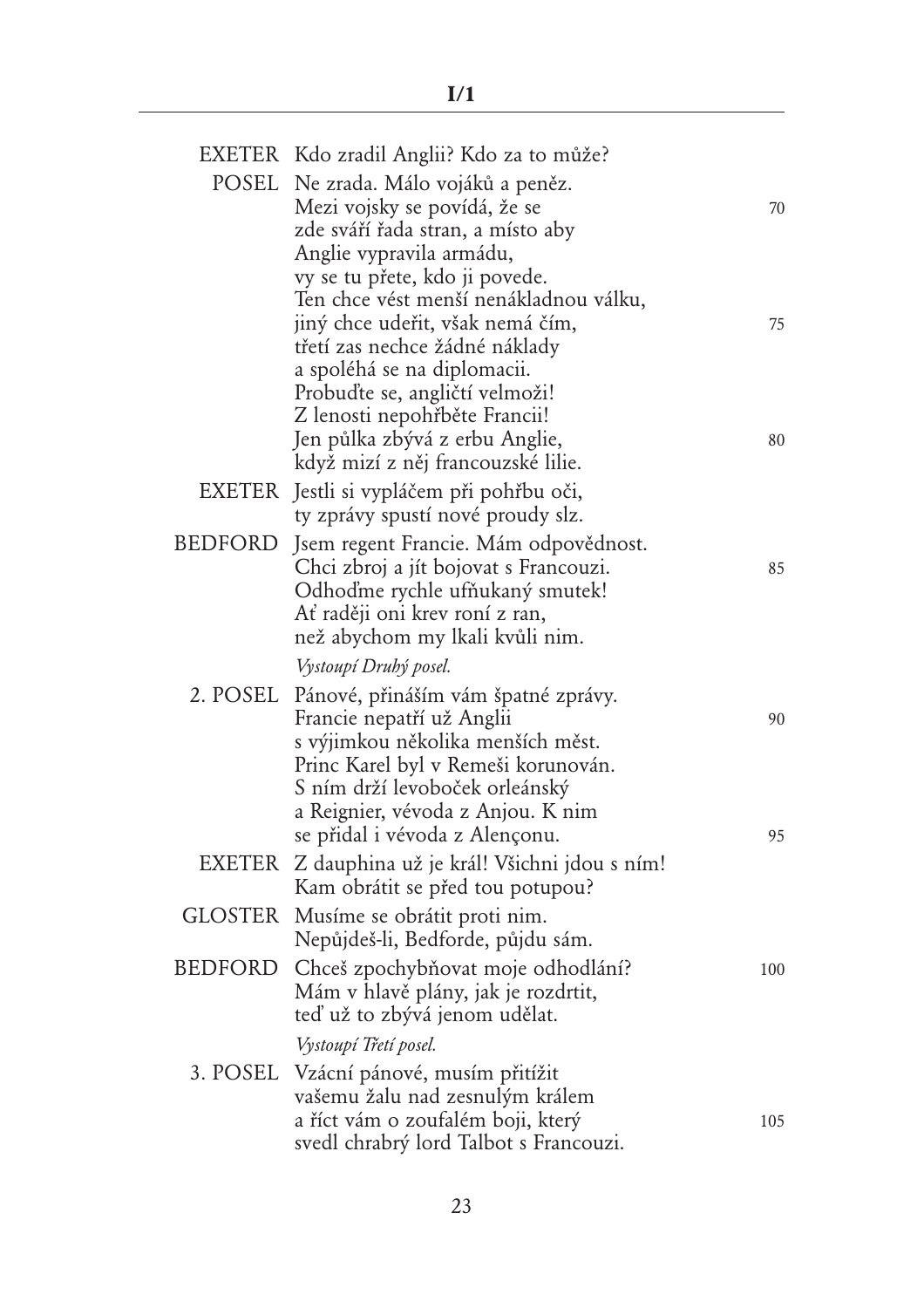EXETER Kdo zradil Anglii? Kdo za to může?

POSEL Ne zrada. Málo vojáků a peněz.
Mezi vojsky se povídá, že se 70
zde sváří řada stran, a místo aby
Anglie vypravila armádu,
vy se tu přete, kdo ji povede.
Ten chce vést menší nenákladnou válku,
jiný chce udeřit, však nemá čím, 75
třetí zas nechce žádné náklady
a spoléhá se na diplomacii.
Probuďte se, angličtí velmoži!
Z lenosti nepohřběte Francii!
Jen půlka zbývá z erbu Anglie, 80
když mizí z něj francouzské lilie.

EXETER Jestli si vypláčem při pohřbu oči,
ty zprávy spustí nové proudy slz.

BEDFORD Jsem regent Francie. Mám odpovědnost.
Chci zbroj a jít bojovat s Francouzi. 85
Odhoďme rychle ufňukaný smutek!
Ať raději oni krev roní z ran,
než abychom my lkali kvůli nim.

*Vystoupí Druhý posel.*

2. POSEL Pánové, přináším vám špatné zprávy.
Francie nepatří už Anglii 90
s výjimkou několika menších měst.
Princ Karel byl v Remeši korunován.
S ním drží levoboček orleánský
a Reignier, vévoda z Anjou. K nim
se přidal i vévoda z Alençonu. 95

EXETER Z dauphina už je král! Všichni jdou s ním!
Kam obrátit se před tou potupou?

GLOSTER Musíme se obrátit proti nim.
Nepůjdeš-li, Bedforde, půjdu sám.

BEDFORD Chceš zpochybňovat moje odhodlání? 100
Mám v hlavě plány, jak je rozdrtit,
teď už to zbývá jenom udělat.

*Vystoupí Třetí posel.*

3. POSEL Vzácní pánové, musím přitížit
vašemu žalu nad zesnulým králem
a říct vám o zoufalém boji, který 105
svedl chrabrý lord Talbot s Francouzi.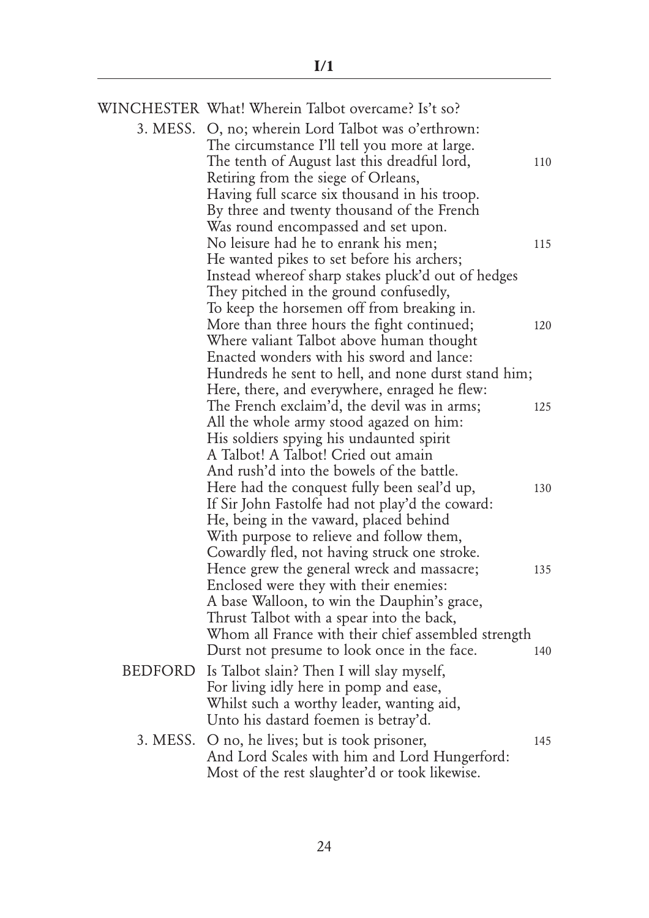WINCHESTER What! Wherein Talbot overcame? Is't so?

3. MESS. O, no; wherein Lord Talbot was o'erthrown:  
The circumstance I'll tell you more at large.  
The tenth of August last this dreadful lord, 110  
Retiring from the siege of Orleans,  
Having full scarce six thousand in his troop.  
By three and twenty thousand of the French  
Was round encompassed and set upon.  
No leisure had he to enrank his men; 115  
He wanted pikes to set before his archers;  
Instead whereof sharp stakes pluck'd out of hedges  
They pitched in the ground confusedly,  
To keep the horsemen off from breaking in.  
More than three hours the fight continued; 120  
Where valiant Talbot above human thought  
Enacted wonders with his sword and lance:  
Hundreds he sent to hell, and none durst stand him;  
Here, there, and everywhere, enraged he flew:  
The French exclaim'd, the devil was in arms; 125  
All the whole army stood agazed on him:  
His soldiers spying his undaunted spirit  
A Talbot! A Talbot! Cried out amain  
And rush'd into the bowels of the battle.  
Here had the conquest fully been seal'd up, 130  
If Sir John Fastolfe had not play'd the coward:  
He, being in the vaward, placed behind  
With purpose to relieve and follow them,  
Cowardly fled, not having struck one stroke.  
Hence grew the general wreck and massacre; 135  
Enclosed were they with their enemies:  
A base Walloon, to win the Dauphin's grace,  
Thrust Talbot with a spear into the back,  
Whom all France with their chief assembled strength  
Durst not presume to look once in the face. 140

BEDFORD Is Talbot slain? Then I will slay myself,  
For living idly here in pomp and ease,  
Whilst such a worthy leader, wanting aid,  
Unto his dastard foemen is betray'd.

3. MESS. O no, he lives; but is took prisoner, 145  
And Lord Scales with him and Lord Hungerford:  
Most of the rest slaughter'd or took likewise.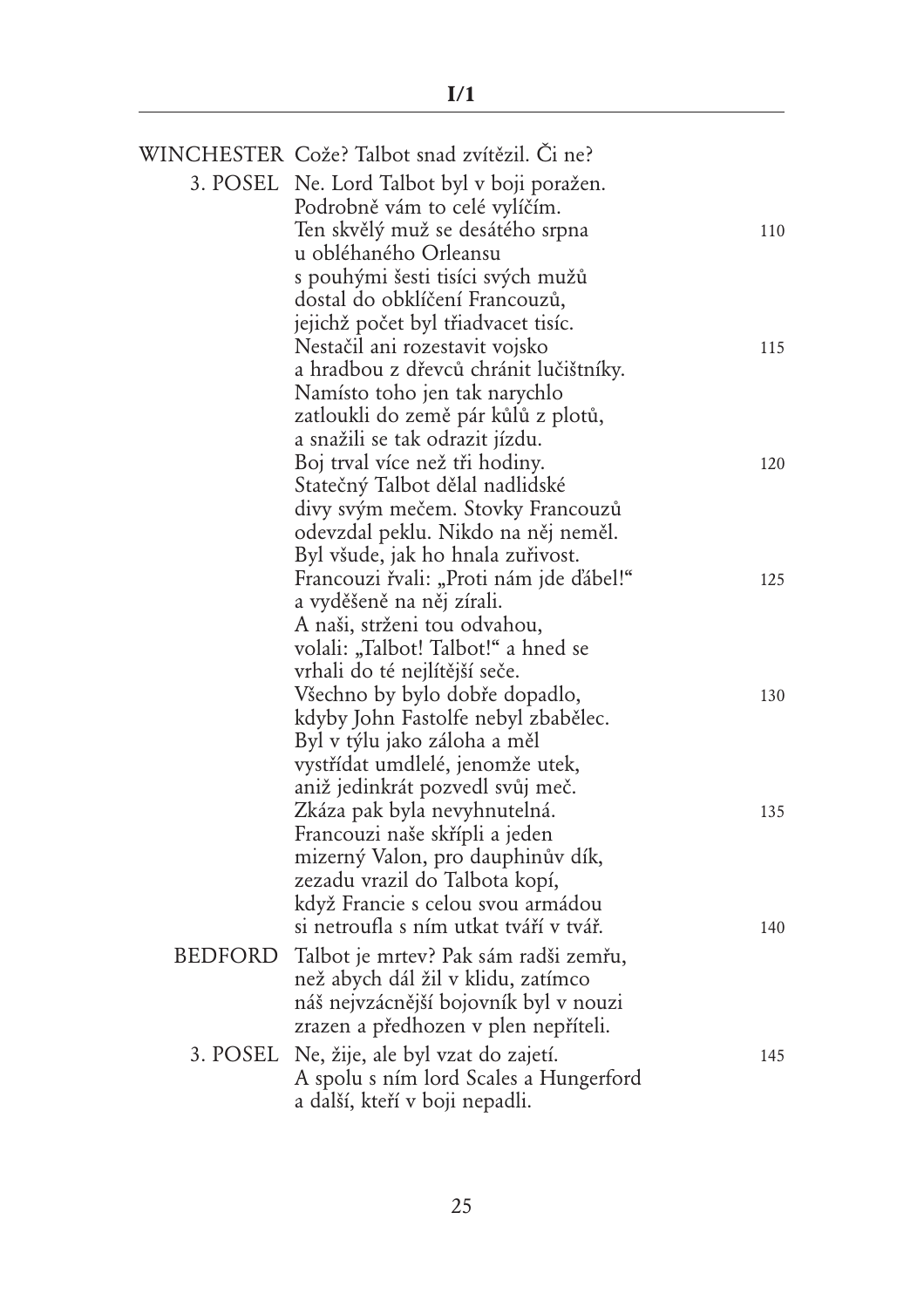WINCHESTER Cože? Talbot snad zvítězil. Či ne?

3. POSEL Ne. Lord Talbot byl v boji poražen.
Podrobně vám to celé vylíčím.
Ten skvělý muž se desátého srpna 110
u obléhaného Orleansu
s pouhými šesti tisíci svých mužů
dostal do obklíčení Francouzů,
jejichž počet byl třiadvacet tisíc.
Nestačil ani rozestavit vojsko 115
a hradbou z dřevců chránit lučištníky.
Namísto toho jen tak narychlo
zatloukli do země pár kůlů z plotů,
a snažili se tak odrazit jízdu.
Boj trval více než tři hodiny. 120
Statečný Talbot dělal nadlidské
divy svým mečem. Stovky Francouzů
odevzdal peklu. Nikdo na něj neměl.
Byl všude, jak ho hnala zuřivost.
Francouzi řvali: „Proti nám jde ďábel!“ 125
a vyděšeně na něj zírali.
A naši, strženi tou odvahou,
volali: „Talbot! Talbot!“ a hned se
vrhali do té nejlítější seče.
Všechno by bylo dobře dopadlo, 130
kdyby John Fastolfe nebyl zbabělec.
Byl v týlu jako záloha a měl
vystřídat umdlelé, jenomže utek,
aniž jedinkrát pozvedl svůj meč.
Zkáza pak byla nevyhnutelná. 135
Francouzi naše skřípli a jeden
mizerný Valon, pro dauphinův dík,
zezadu vrazil do Talbota kopí,
když Francie s celou svou armádou
si netroufla s ním utkat tváří v tvář. 140

BEDFORD Talbot je mrtev? Pak sám radši zemřu,
než abych dál žil v klidu, zatímco
náš nejvzácnější bojovník byl v nouzi
zrazen a předhozen v plen nepříteli.

3. POSEL Ne, žije, ale byl vzat do zajetí. 145
A spolu s ním lord Scales a Hungerford
a další, kteří v boji nepadli.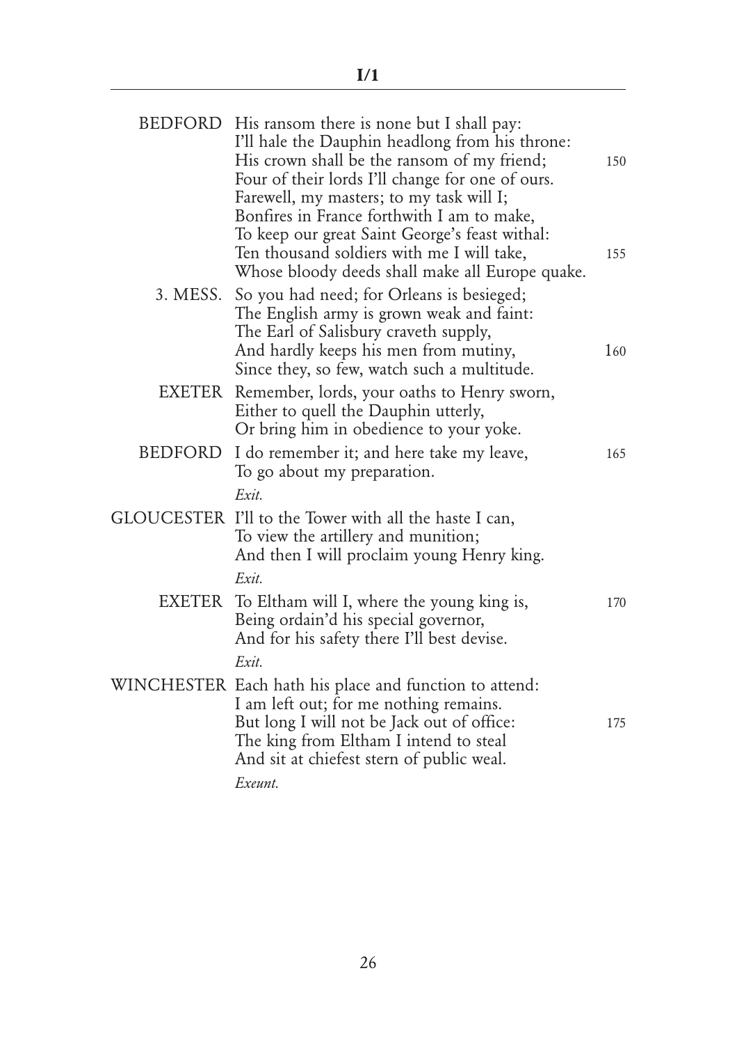BEDFORD His ransom there is none but I shall pay:
I'll hale the Dauphin headlong from his throne:
His crown shall be the ransom of my friend; 150
Four of their lords I'll change for one of ours.
Farewell, my masters; to my task will I;
Bonfires in France forthwith I am to make,
To keep our great Saint George's feast withal:
Ten thousand soldiers with me I will take, 155
Whose bloody deeds shall make all Europe quake.

3. MESS. So you had need; for Orleans is besieged;
The English army is grown weak and faint:
The Earl of Salisbury craveth supply,
And hardly keeps his men from mutiny, 160
Since they, so few, watch such a multitude.

EXETER Remember, lords, your oaths to Henry sworn,
Either to quell the Dauphin utterly,
Or bring him in obedience to your yoke.

BEDFORD I do remember it; and here take my leave, 165
To go about my preparation.

*Exit.*

GLOUCESTER I'll to the Tower with all the haste I can,
To view the artillery and munition;
And then I will proclaim young Henry king.

*Exit.*

EXETER To Eltham will I, where the young king is, 170
Being ordain'd his special governor,
And for his safety there I'll best devise.

*Exit.*

WINCHESTER Each hath his place and function to attend:
I am left out; for me nothing remains.
But long I will not be Jack out of office: 175
The king from Eltham I intend to steal
And sit at chiefest stern of public weal.

*Exeunt.*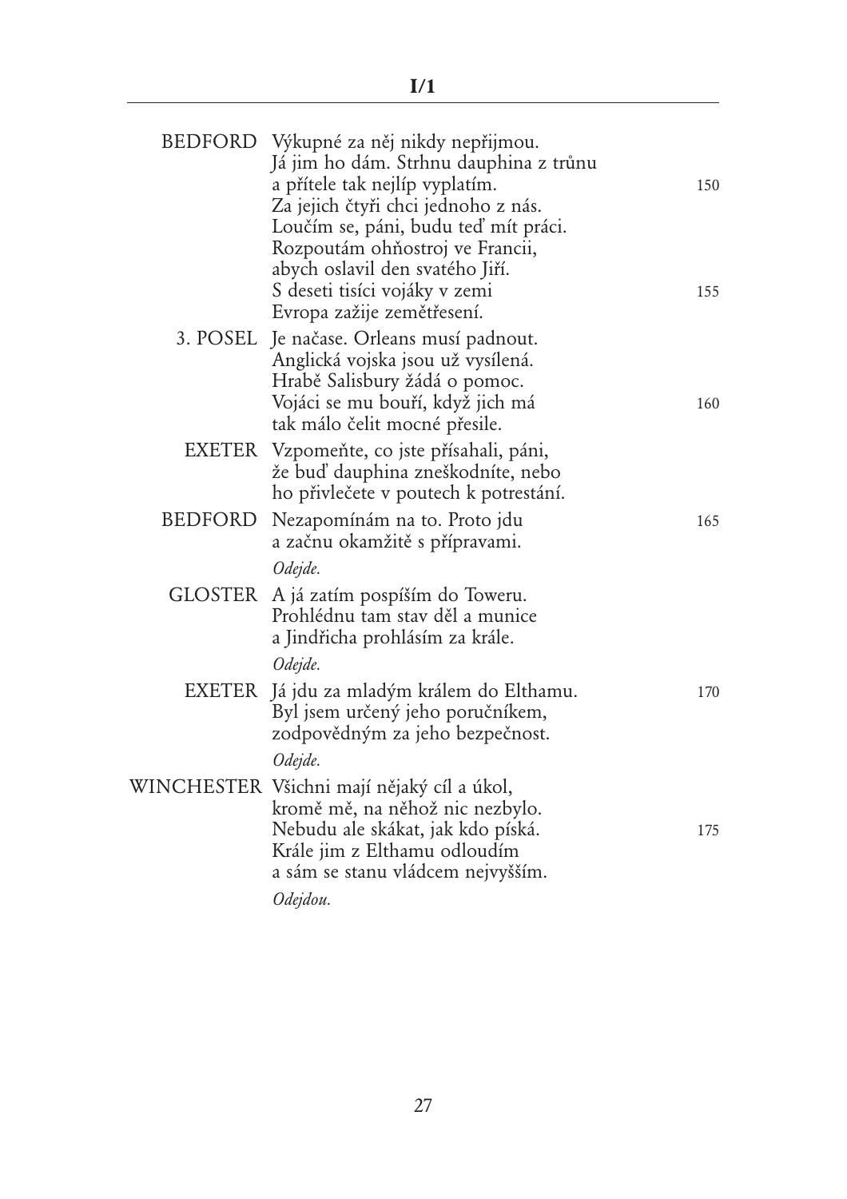BEDFORD Výkupné za něj nikdy nepřijmou.
Já jim ho dám. Strhnu dauphina z trůnu
a přítele tak nejlíp vyplatím. 150
Za jejich čtyři chci jednoho z nás.
Loučím se, páni, budu teď mít práci.
Rozpoutám ohňostroj ve Francii,
abych oslavil den svatého Jiří.
S deseti tisíci vojáky v zemi 155
Evropa zažije zemětřesení.

3. POSEL Je načase. Orleans musí padnout.
Anglická vojska jsou už vysílená.
Hrabě Salisbury žádá o pomoc.
Vojáci se mu bouří, když jich má 160
tak málo čelit mocné přesile.

EXETER Vzpomeňte, co jste přísahali, páni,
že buď dauphina zneškodníte, nebo
ho přivlečete v poutech k potrestání.

BEDFORD Nezapomínám na to. Proto jdu 165
a začnu okamžitě s přípravami.

*Odejde.*

GLOSTER A já zatím pospíším do Toweru.
Prohlédnu tam stav děl a munice
a Jindřicha prohlásím za krále.

*Odejde.*

EXETER Já jdu za mladým králem do Elthamu. 170
Byl jsem určený jeho poručníkem,
zodpovědným za jeho bezpečnost.

*Odejde.*

WINCHESTER Všichni mají nějaký cíl a úkol,
kromě mě, na něhož nic nezbylo.
Nebudu ale skákat, jak kdo píská. 175
Krále jim z Elthamu odloudím
a sám se stanu vládcem nejvyšším.

*Odejdou.*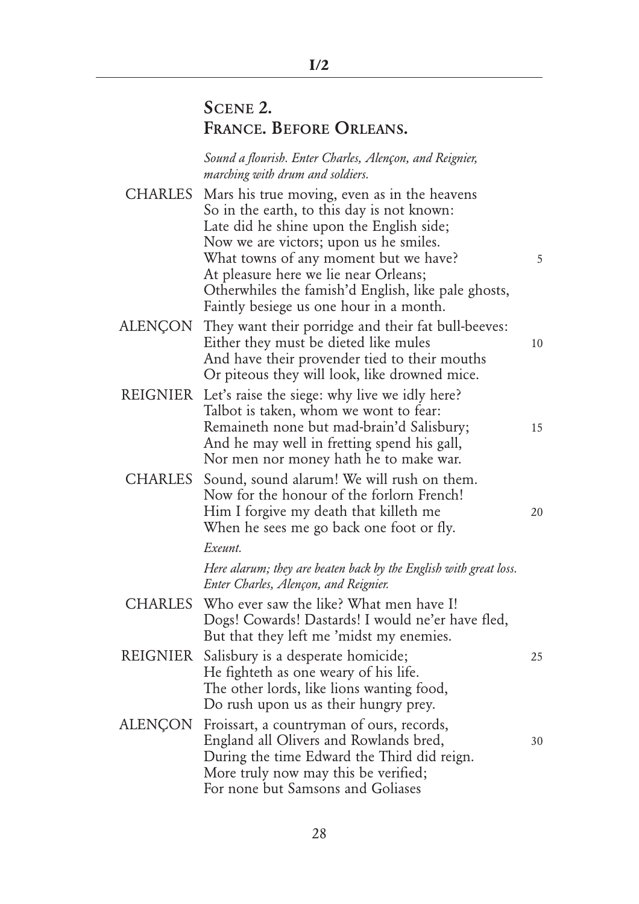## Scene 2.
## France. Before Orleans.

*Sound a flourish. Enter Charles, Alençon, and Reignier, marching with drum and soldiers.*

CHARLES Mars his true moving, even as in the heavens
So in the earth, to this day is not known:
Late did he shine upon the English side;
Now we are victors; upon us he smiles.
What towns of any moment but we have? 5
At pleasure here we lie near Orleans;
Otherwhiles the famish'd English, like pale ghosts,
Faintly besiege us one hour in a month.

ALENÇON They want their porridge and their fat bull-beeves:
Either they must be dieted like mules 10
And have their provender tied to their mouths
Or piteous they will look, like drowned mice.

REIGNIER Let's raise the siege: why live we idly here?
Talbot is taken, whom we wont to fear:
Remaineth none but mad-brain'd Salisbury; 15
And he may well in fretting spend his gall,
Nor men nor money hath he to make war.

CHARLES Sound, sound alarum! We will rush on them.
Now for the honour of the forlorn French!
Him I forgive my death that killeth me 20
When he sees me go back one foot or fly.

*Exeunt.*

*Here alarum; they are beaten back by the English with great loss. Enter Charles, Alençon, and Reignier.*

CHARLES Who ever saw the like? What men have I!
Dogs! Cowards! Dastards! I would ne'er have fled,
But that they left me 'midst my enemies.

REIGNIER Salisbury is a desperate homicide; 25
He fighteth as one weary of his life.
The other lords, like lions wanting food,
Do rush upon us as their hungry prey.

ALENÇON Froissart, a countryman of ours, records,
England all Olivers and Rowlands bred, 30
During the time Edward the Third did reign.
More truly now may this be verified;
For none but Samsons and Goliases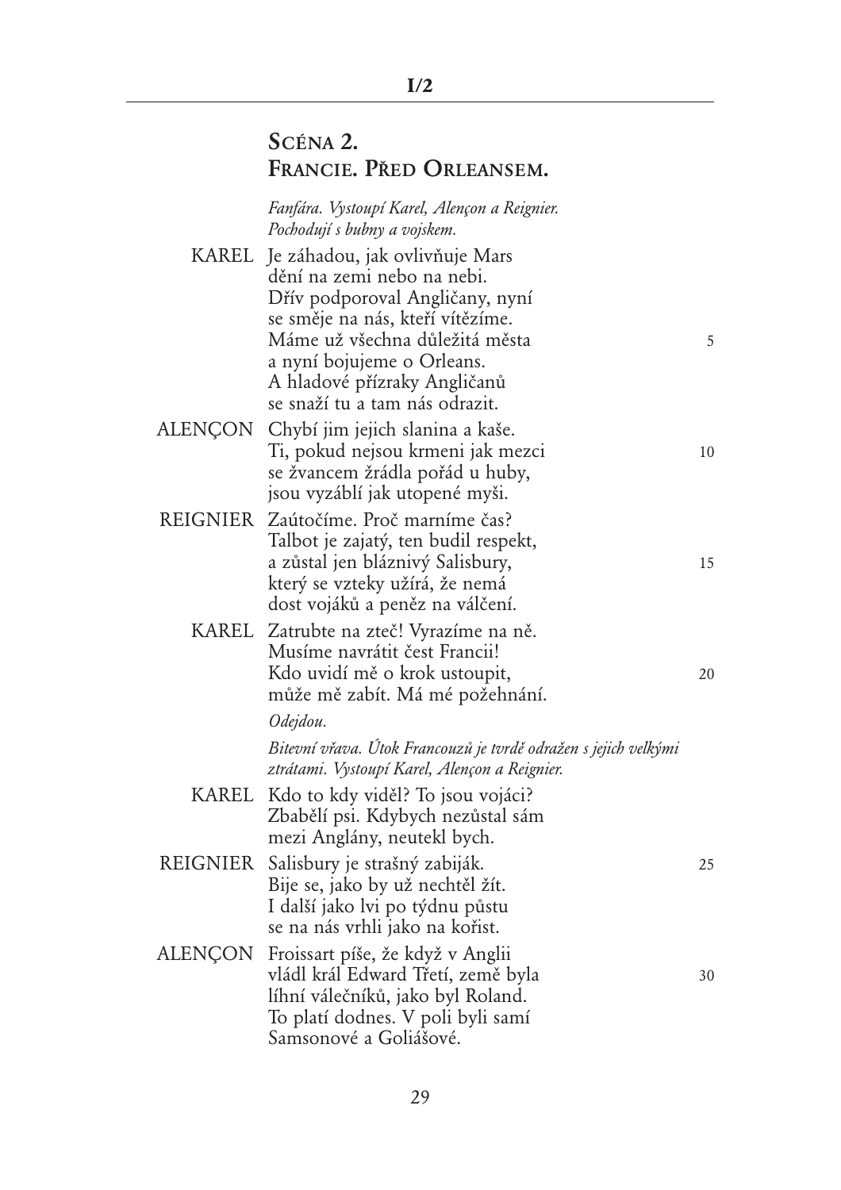## Scéna 2.
## Francie. Před Orleansem.

*Fanfára. Vystoupí Karel, Alençon a Reignier.*
*Pochodují s bubny a vojskem.*

KAREL Je záhadou, jak ovlivňuje Mars
dění na zemi nebo na nebi.
Dřív podporoval Angličany, nyní
se směje na nás, kteří vítězíme.
Máme už všechna důležitá města 5
a nyní bojujeme o Orleans.
A hladové přízraky Angličanů
se snaží tu a tam nás odrazit.

ALENÇON Chybí jim jejich slanina a kaše.
Ti, pokud nejsou krmeni jak mezci 10
se žvancem žrádla pořád u huby,
jsou vyzáblí jak utopené myši.

REIGNIER Zaútočíme. Proč marníme čas?
Talbot je zajatý, ten budil respekt,
a zůstal jen bláznivý Salisbury, 15
který se vzteky užírá, že nemá
dost vojáků a peněz na válčení.

KAREL Zatrubte na zteč! Vyrazíme na ně.
Musíme navrátit čest Francii!
Kdo uvidí mě o krok ustoupit, 20
může mě zabít. Má mé požehnání.

*Odejdou.*

*Bitevní vřava. Útok Francouzů je tvrdě odražen s jejich velkými ztrátami. Vystoupí Karel, Alençon a Reignier.*

KAREL Kdo to kdy viděl? To jsou vojáci?
Zbabělí psi. Kdybych nezůstal sám
mezi Anglány, neutekl bych.

REIGNIER Salisbury je strašný zabiják. 25
Bije se, jako by už nechtěl žít.
I další jako lvi po týdnu půstu
se na nás vrhli jako na kořist.

ALENÇON Froissart píše, že když v Anglii
vládl král Edward Třetí, země byla 30
líhní válečníků, jako byl Roland.
To platí dodnes. V poli byli samí
Samsonové a Goliášové.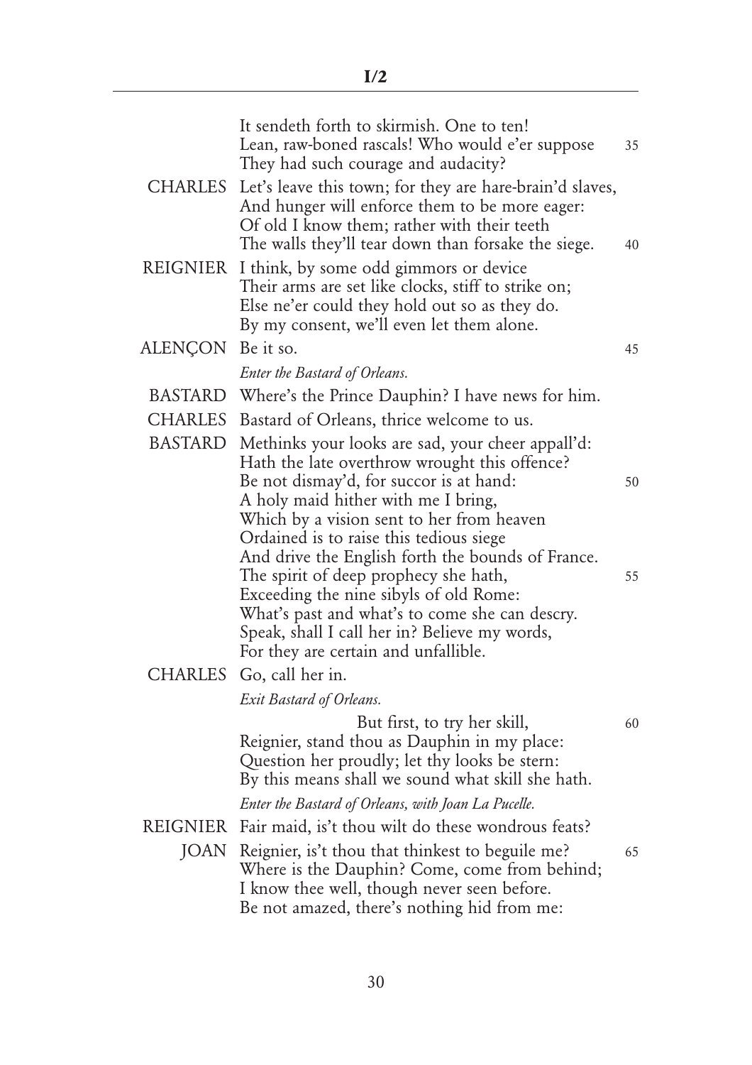It sendeth forth to skirmish. One to ten!  
Lean, raw-boned rascals! Who would e'er suppose  
They had such courage and audacity?

CHARLES Let's leave this town; for they are hare-brain'd slaves,  
And hunger will enforce them to be more eager:  
Of old I know them; rather with their teeth  
The walls they'll tear down than forsake the siege.

REIGNIER I think, by some odd gimmors or device  
Their arms are set like clocks, stiff to strike on;  
Else ne'er could they hold out so as they do.  
By my consent, we'll even let them alone.

ALENÇON Be it so.

*Enter the Bastard of Orleans.*

BASTARD Where's the Prince Dauphin? I have news for him.

CHARLES Bastard of Orleans, thrice welcome to us.

BASTARD Methinks your looks are sad, your cheer appall'd:  
Hath the late overthrow wrought this offence?  
Be not dismay'd, for succor is at hand:  
A holy maid hither with me I bring,  
Which by a vision sent to her from heaven  
Ordained is to raise this tedious siege  
And drive the English forth the bounds of France.  
The spirit of deep prophecy she hath,  
Exceeding the nine sibyls of old Rome:  
What's past and what's to come she can descry.  
Speak, shall I call her in? Believe my words,  
For they are certain and unfallible.

CHARLES Go, call her in.

*Exit Bastard of Orleans.*

But first, to try her skill,  
Reignier, stand thou as Dauphin in my place:  
Question her proudly; let thy looks be stern:  
By this means shall we sound what skill she hath.

*Enter the Bastard of Orleans, with Joan La Pucelle.*

REIGNIER Fair maid, is't thou wilt do these wondrous feats?

JOAN Reignier, is't thou that thinkest to beguile me?  
Where is the Dauphin? Come, come from behind;  
I know thee well, though never seen before.  
Be not amazed, there's nothing hid from me: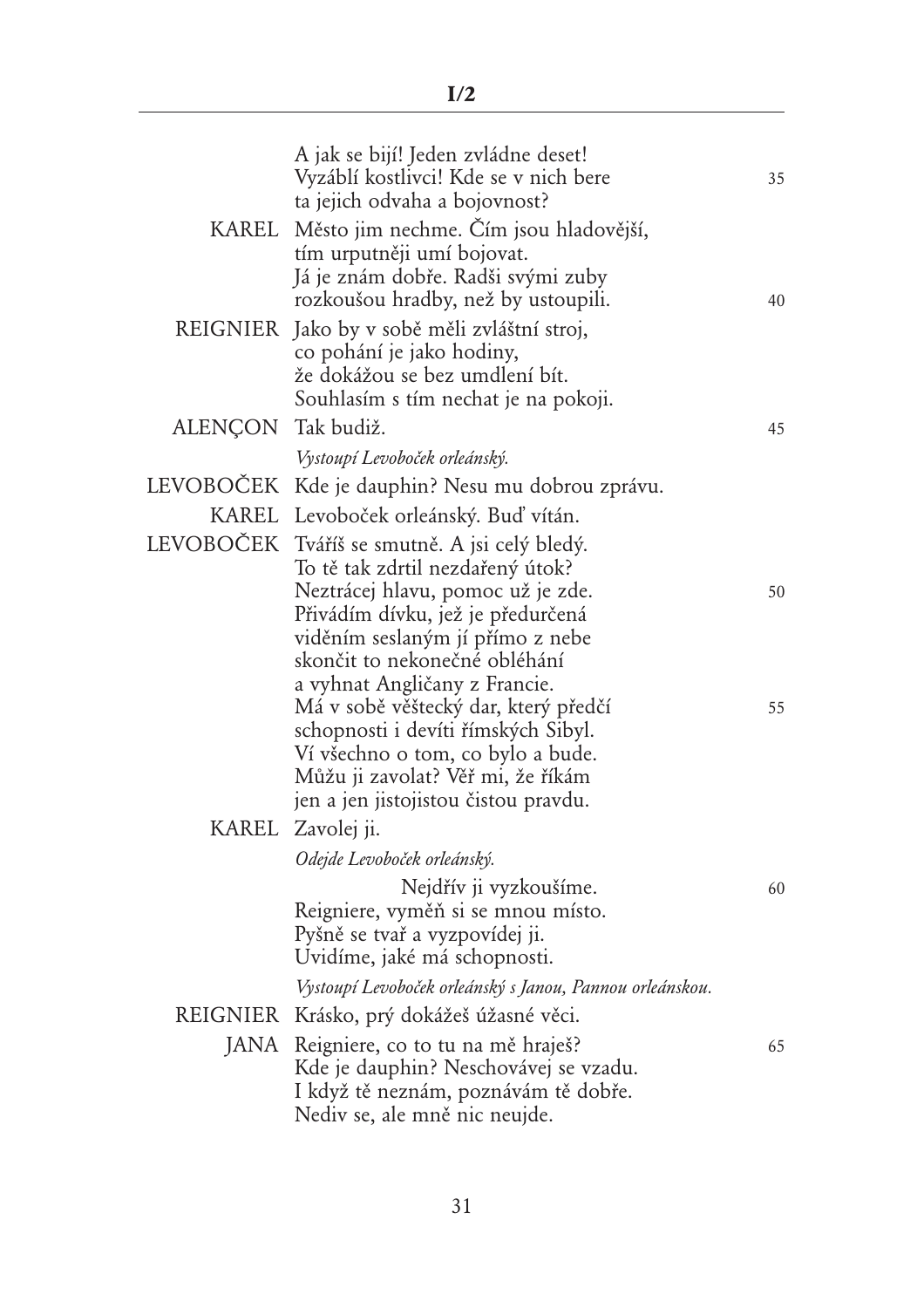A jak se bijí! Jeden zvládne deset!
Vyáblí kostlivci! Kde se v nich bere
ta jejich odvaha a bojovnost?

KAREL Město jim nechme. Čím jsou hladovější,
tím urputněji umí bojovat.
Já je znám dobře. Radši svými zuby
rozkoušou hradby, než by ustoupili.

REIGNIER Jako by v sobě měli zvláštní stroj,
co pohání je jako hodiny,
že dokážou se bez umdlení bít.
Souhlasím s tím nechat je na pokoji.

ALENÇON Tak budiž.

*Vystoupí Levoboček orleánský.*

LEVOBOČEK Kde je dauphin? Nesu mu dobrou zprávu.

KAREL Levoboček orleánský. Buď vítán.

LEVOBOČEK Tváříš se smutně. A jsi celý bledý.
To tě tak zdrtil nezdařený útok?
Neztrácej hlavu, pomoc už je zde.
Přivádím dívku, jež je předurčená
viděním seslaným jí přímo z nebe
skončit to nekonečné obléhání
a vyhnat Angličany z Francie.
Má v sobě věštecký dar, který předčí
schopnosti i devíti římských Sibyl.
Ví všechno o tom, co bylo a bude.
Můžu ji zavolat? Věř mi, že říkám
jen a jen jistojistou čistou pravdu.

KAREL Zavolej ji.

*Odejde Levoboček orleánský.*

Nejdřív ji vyzkoušíme.
Reigniere, vyměň si se mnou místo.
Pyšně se tvař a vyzpovídej ji.
Uvidíme, jaké má schopnosti.

*Vystoupí Levoboček orleánský s Janou, Pannou orleánskou.*

REIGNIER Krásko, prý dokážeš úžasné věci.

JANA Reigniere, co to tu na mě hraješ?
Kde je dauphin? Neschovávej se vzadu.
I když tě neznám, poznávám tě dobře.
Nediv se, ale mně nic neujde.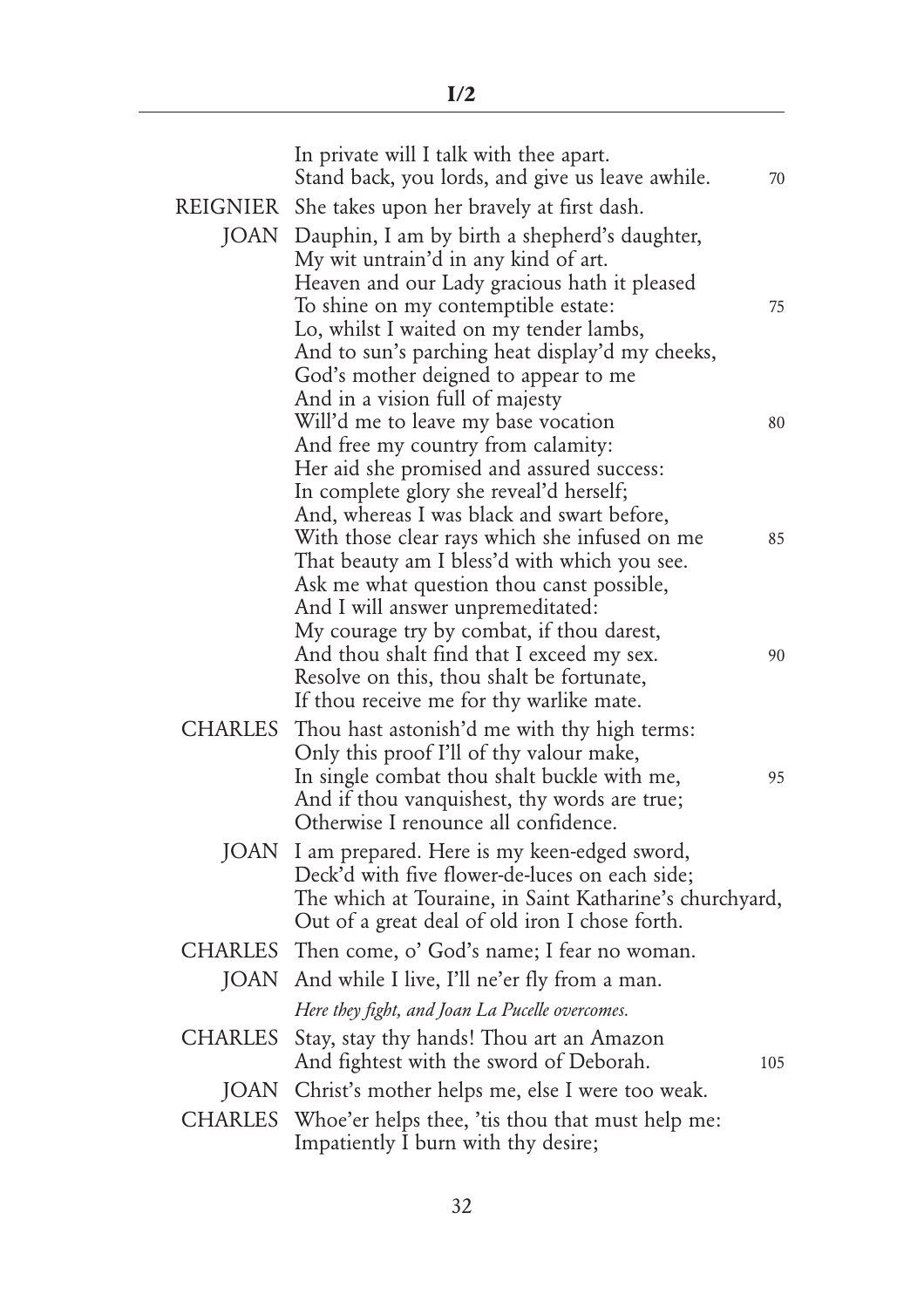In private will I talk with thee apart.
Stand back, you lords, and give us leave awhile. 70

REIGNIER She takes upon her bravely at first dash.

JOAN Dauphin, I am by birth a shepherd's daughter,
My wit untrain'd in any kind of art.
Heaven and our Lady gracious hath it pleased
To shine on my contemptible estate: 75
Lo, whilst I waited on my tender lambs,
And to sun's parching heat display'd my cheeks,
God's mother deigned to appear to me
And in a vision full of majesty
Will'd me to leave my base vocation 80
And free my country from calamity:
Her aid she promised and assured success:
In complete glory she reveal'd herself;
And, whereas I was black and swart before,
With those clear rays which she infused on me 85
That beauty am I bless'd with which you see.
Ask me what question thou canst possible,
And I will answer unpremeditated:
My courage try by combat, if thou darest,
And thou shalt find that I exceed my sex. 90
Resolve on this, thou shalt be fortunate,
If thou receive me for thy warlike mate.

CHARLES Thou hast astonish'd me with thy high terms:
Only this proof I'll of thy valour make,
In single combat thou shalt buckle with me, 95
And if thou vanquishest, thy words are true;
Otherwise I renounce all confidence.

JOAN I am prepared. Here is my keen-edged sword,
Deck'd with five flower-de-luces on each side;
The which at Touraine, in Saint Katharine's churchyard,
Out of a great deal of old iron I chose forth.

CHARLES Then come, o' God's name; I fear no woman.

JOAN And while I live, I'll ne'er fly from a man.

*Here they fight, and Joan La Pucelle overcomes.*

CHARLES Stay, stay thy hands! Thou art an Amazon
And fightest with the sword of Deborah. 105

JOAN Christ's mother helps me, else I were too weak.

CHARLES Whoe'er helps thee, 'tis thou that must help me:
Impatiently I burn with thy desire;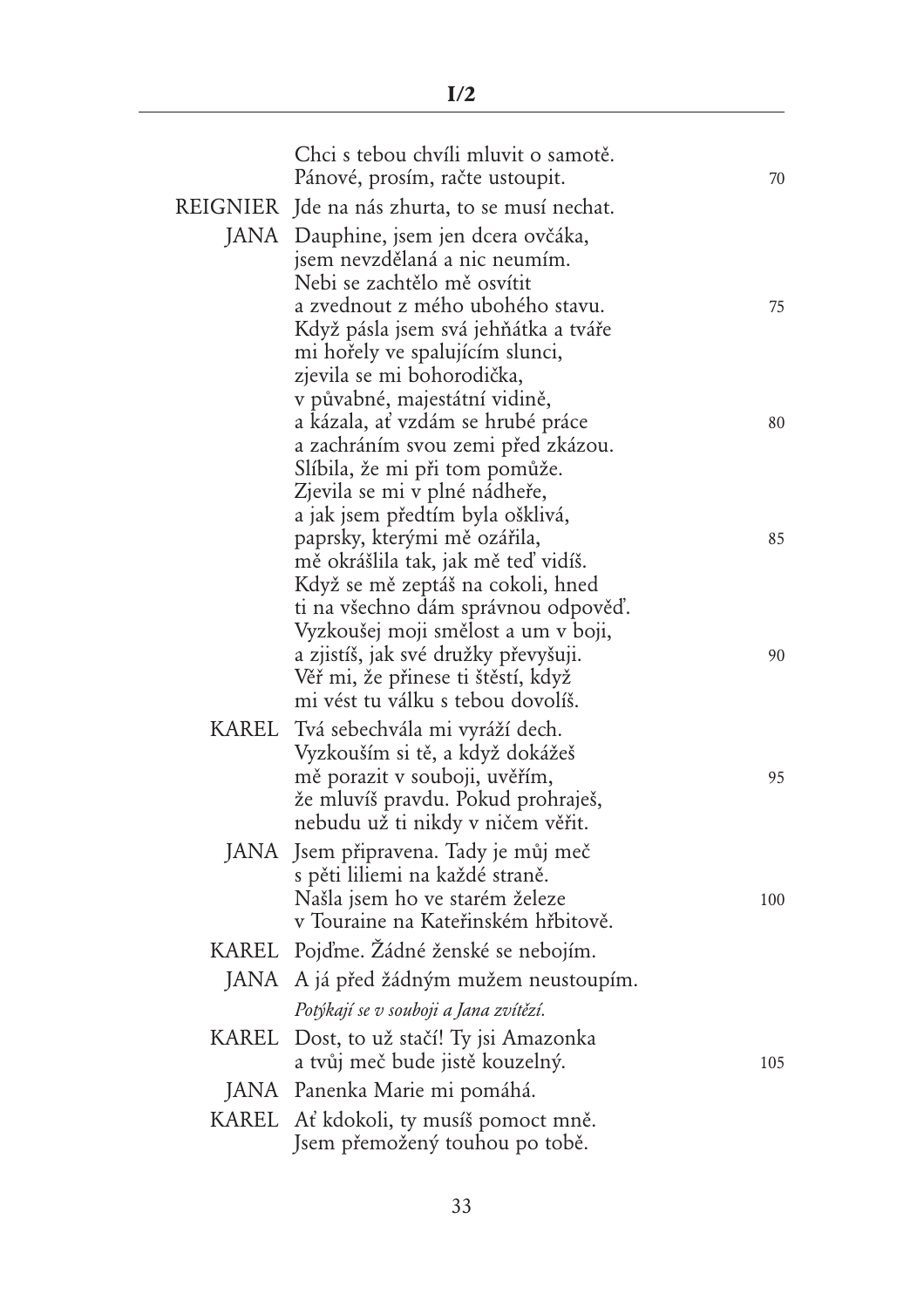Chci s tebou chvíli mluvit o samotě.
Pánové, prosím, račte ustoupit. 70

REIGNIER Jde na nás zhurta, to se musí nechat.

JANA Dauphine, jsem jen dcera ovčáka,
jsem nevzdělaná a nic neumím.
Nebi se zachtělo mě osvítit
a zvednout z mého ubohého stavu. 75
Když pásla jsem svá jehňátka a tváře
mi hořely ve spalujícím slunci,
zjevila se mi bohorodička,
v půvabné, majestátní vidině,
a kázala, ať vzdám se hrubé práce 80
a zachráním svou zemi před zkázou.
Slíbila, že mi při tom pomůže.
Zjevila se mi v plné nádheře,
a jak jsem předtím byla ošklivá,
paprsky, kterými mě ozářila, 85
mě okrášlila tak, jak mě teď vidíš.
Když se mě zeptáš na cokoli, hned
ti na všechno dám správnou odpověď.
Vyzkoušej moji smělost a um v boji,
a zjistíš, jak své družky převyšuji. 90
Věř mi, že přinese ti štěstí, když
mi vést tu válku s tebou dovolíš.

KAREL Tvá sebechvála mi vyráží dech.
Vyzkouším si tě, a když dokážeš
mě porazit v souboji, uvěřím, 95
že mluvíš pravdu. Pokud prohraješ,
nebudu už ti nikdy v ničem věřit.

JANA Jsem připravena. Tady je můj meč
s pěti liliemi na každé straně.
Našla jsem ho ve starém železe 100
v Touraine na Kateřinském hřbitově.

KAREL Pojďme. Žádné ženské se nebojím.

JANA A já před žádným mužem neustoupím.

*Potýkají se v souboji a Jana zvítězí.*

KAREL Dost, to už stačí! Ty jsi Amazonka
a tvůj meč bude jistě kouzelný. 105

JANA Panenka Marie mi pomáhá.

KAREL Ať kdokoli, ty musíš pomoct mně.
Jsem přemožený touhou po tobě.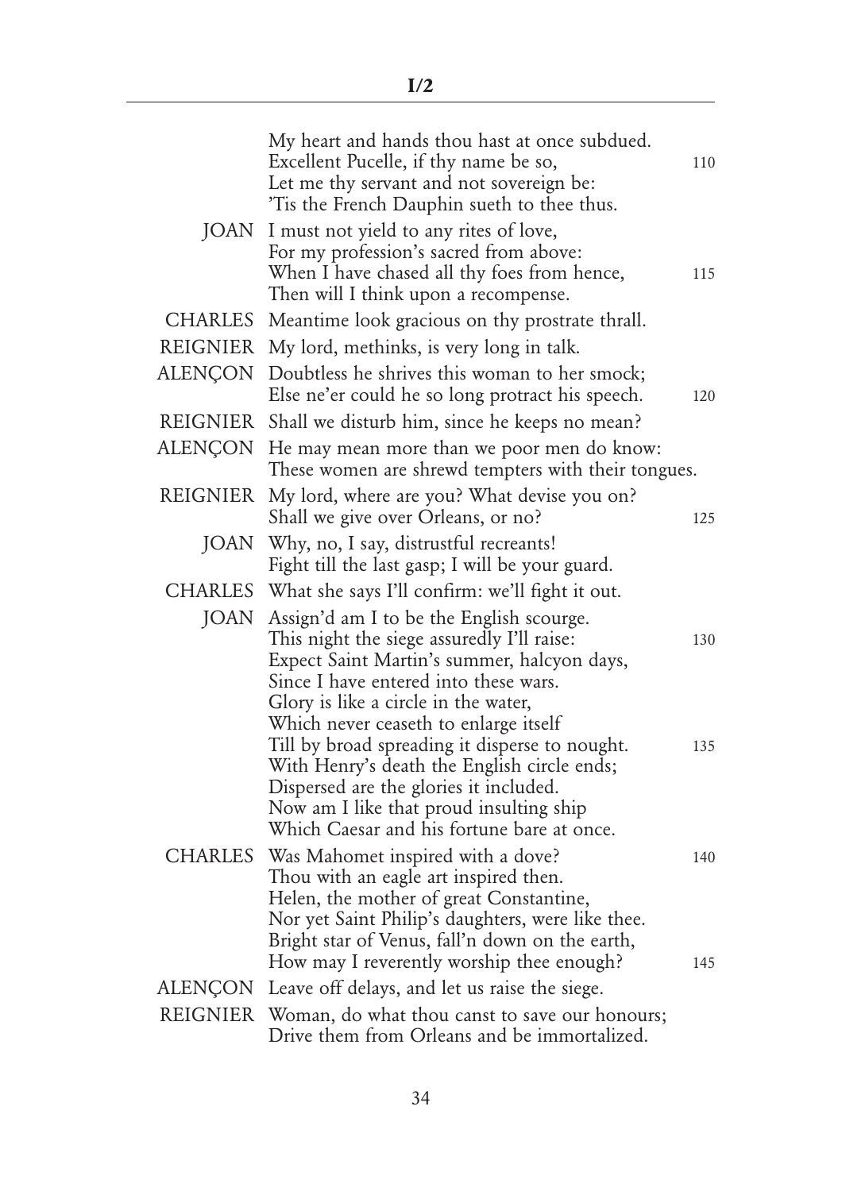My heart and hands thou hast at once subdued.  
Excellent Pucelle, if thy name be so, 110  
Let me thy servant and not sovereign be:  
'Tis the French Dauphin sueth to thee thus.

JOAN I must not yield to any rites of love,  
For my profession's sacred from above:  
When I have chased all thy foes from hence, 115  
Then will I think upon a recompense.

CHARLES Meantime look gracious on thy prostrate thrall.

REIGNIER My lord, methinks, is very long in talk.

ALENÇON Doubtless he shrives this woman to her smock;  
Else ne'er could he so long protract his speech. 120

REIGNIER Shall we disturb him, since he keeps no mean?

ALENÇON He may mean more than we poor men do know:  
These women are shrewd tempters with their tongues.

REIGNIER My lord, where are you? What devise you on?  
Shall we give over Orleans, or no? 125

JOAN Why, no, I say, distrustful recreants!  
Fight till the last gasp; I will be your guard.

CHARLES What she says I'll confirm: we'll fight it out.

JOAN Assign'd am I to be the English scourge.  
This night the siege assuredly I'll raise: 130  
Expect Saint Martin's summer, halcyon days,  
Since I have entered into these wars.  
Glory is like a circle in the water,  
Which never ceaseth to enlarge itself  
Till by broad spreading it disperse to nought. 135  
With Henry's death the English circle ends;  
Dispersed are the glories it included.  
Now am I like that proud insulting ship  
Which Caesar and his fortune bare at once.

CHARLES Was Mahomet inspired with a dove? 140  
Thou with an eagle art inspired then.  
Helen, the mother of great Constantine,  
Nor yet Saint Philip's daughters, were like thee.  
Bright star of Venus, fall'n down on the earth,  
How may I reverently worship thee enough? 145

ALENÇON Leave off delays, and let us raise the siege.

REIGNIER Woman, do what thou canst to save our honours;  
Drive them from Orleans and be immortalized.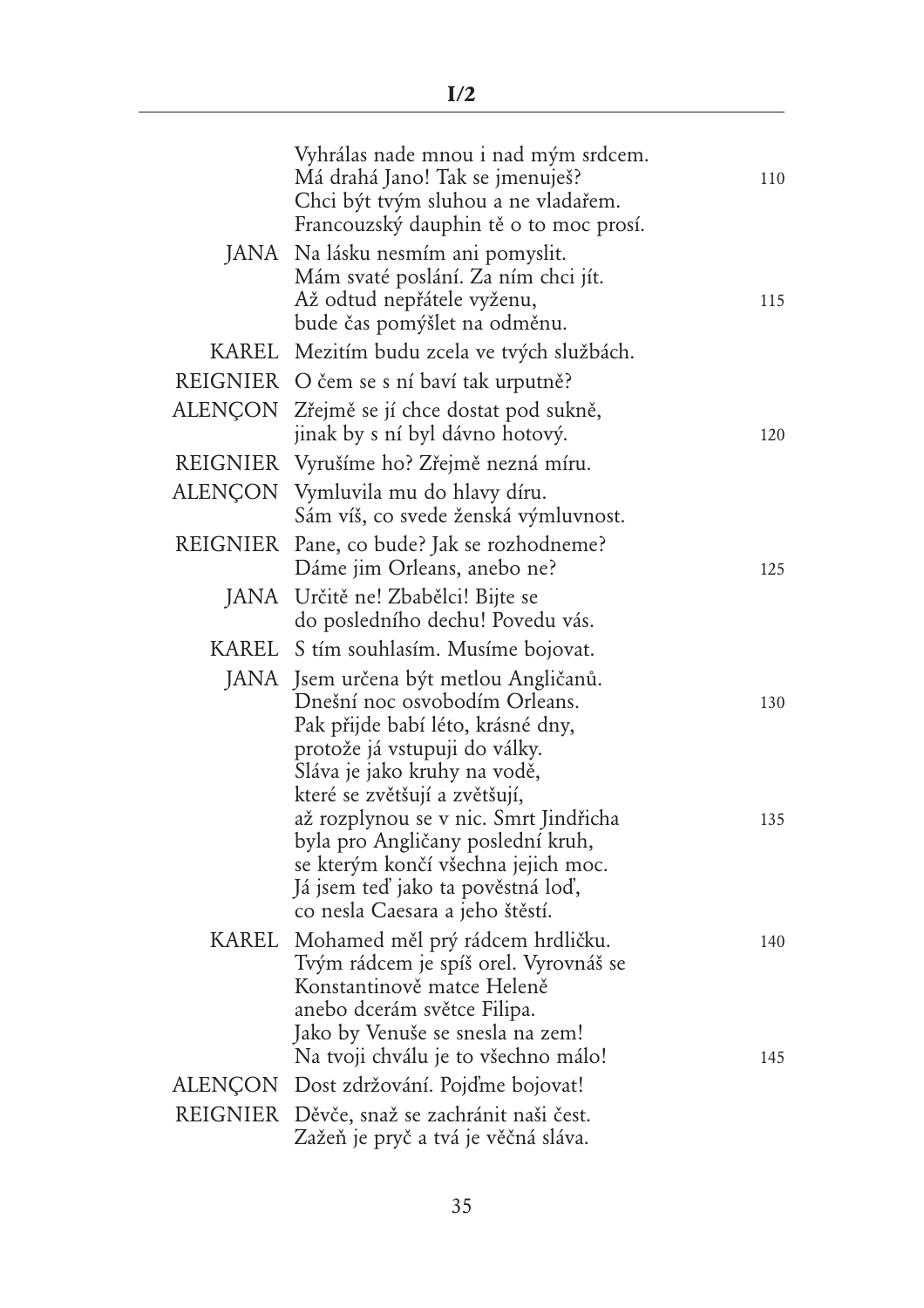Vyhrálas nade mnou i nad mým srdcem.
Má drahá Jano! Tak se jmenuješ? 110
Chci být tvým sluhou a ne vladařem.
Francouzský dauphin tě o to moc prosí.

JANA Na lásku nesmím ani pomyslit.
Mám svaté poslání. Za ním chci jít.
Až odtud nepřátele vyženu, 115
bude čas pomýšlet na odměnu.

KAREL Mezitím budu zcela ve tvých službách.

REIGNIER O čem se s ní baví tak urputně?

ALENÇON Zřejmě se jí chce dostat pod sukně,
jinak by s ní byl dávno hotový. 120

REIGNIER Vyrušíme ho? Zřejmě nezná míru.

ALENÇON Vymluvila mu do hlavy díru.
Sám víš, co svede ženská výmluvnost.

REIGNIER Pane, co bude? Jak se rozhodneme?
Dáme jim Orleans, anebo ne? 125

JANA Určitě ne! Zbabělci! Bijte se
do posledního dechu! Povedu vás.

KAREL S tím souhlasím. Musíme bojovat.

JANA Jsem určena být metlou Angličanů.
Dnešní noc osvobodím Orleans. 130
Pak přijde babí léto, krásné dny,
protože já vstupuji do války.
Sláva je jako kruhy na vodě,
které se zvětšují a zvětšují,
až rozplynou se v nic. Smrt Jindřicha 135
byla pro Angličany poslední kruh,
se kterým končí všechna jejich moc.
Já jsem teď jako ta pověstná loď,
co nesla Caesara a jeho štěstí.

KAREL Mohamed měl prý rádcem hrdličku. 140
Tvým rádcem je spíš orel. Vyrovnáš se
Konstantinově matce Heleně
anebo dcerám světce Filipa.
Jako by Venuše se snesla na zem!
Na tvoji chválu je to všechno málo! 145

ALENÇON Dost zdržování. Pojďme bojovat!

REIGNIER Děvče, snaž se zachránit naši čest.
Zažeň je pryč a tvá je věčná sláva.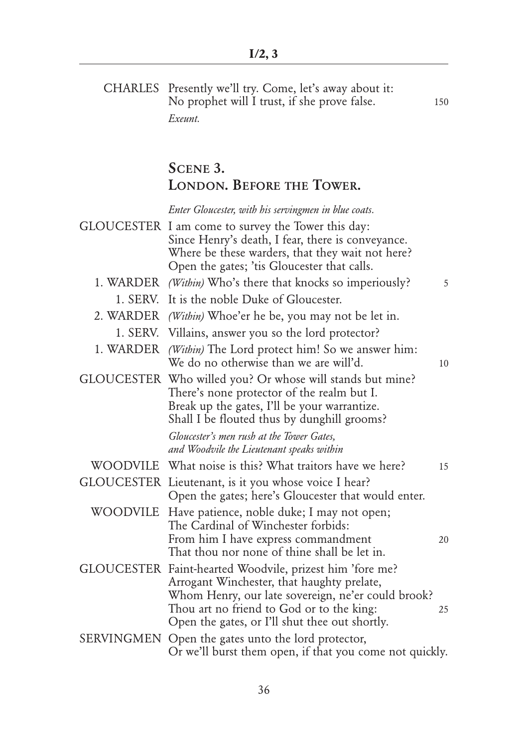CHARLES Presently we'll try. Come, let's away about it:
No prophet will I trust, if she prove false. 150
*Exeunt.*

## Scene 3.
## London. Before the Tower.

*Enter Gloucester, with his servingmen in blue coats.*

GLOUCESTER I am come to survey the Tower this day:
Since Henry's death, I fear, there is conveyance.
Where be these warders, that they wait not here?
Open the gates; 'tis Gloucester that calls.

1. WARDER *(Within)* Who's there that knocks so imperiously? 5

1. SERV. It is the noble Duke of Gloucester.

2. WARDER *(Within)* Whoe'er he be, you may not be let in.

1. SERV. Villains, answer you so the lord protector?

1. WARDER *(Within)* The Lord protect him! So we answer him:
We do no otherwise than we are will'd. 10

GLOUCESTER Who willed you? Or whose will stands but mine?
There's none protector of the realm but I.
Break up the gates, I'll be your warrantize.
Shall I be flouted thus by dunghill grooms?

*Gloucester's men rush at the Tower Gates, and Woodvile the Lieutenant speaks within*

WOODVILE What noise is this? What traitors have we here? 15

GLOUCESTER Lieutenant, is it you whose voice I hear?
Open the gates; here's Gloucester that would enter.

WOODVILE Have patience, noble duke; I may not open;
The Cardinal of Winchester forbids:
From him I have express commandment 20
That thou nor none of thine shall be let in.

GLOUCESTER Faint-hearted Woodvile, prizest him 'fore me?
Arrogant Winchester, that haughty prelate,
Whom Henry, our late sovereign, ne'er could brook?
Thou art no friend to God or to the king: 25
Open the gates, or I'll shut thee out shortly.

SERVINGMEN Open the gates unto the lord protector,
Or we'll burst them open, if that you come not quickly.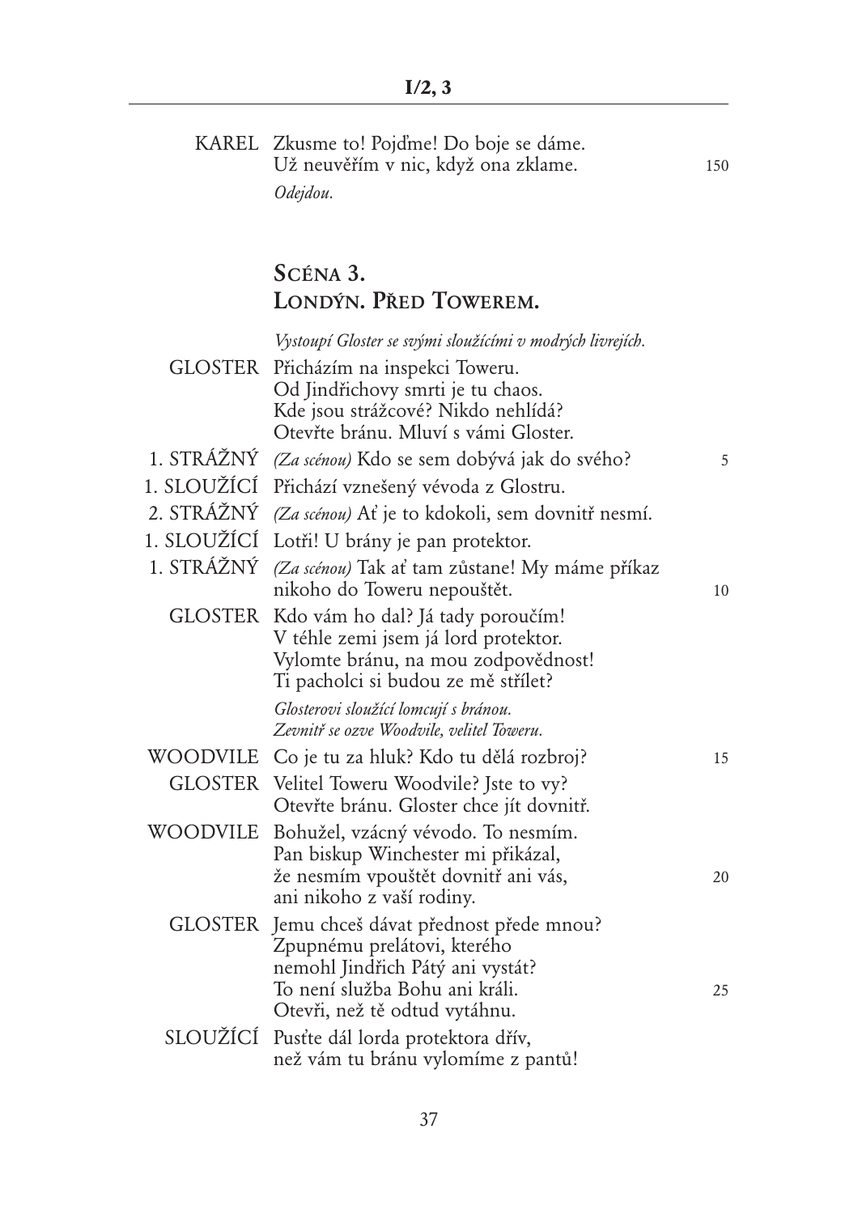KAREL Zkusme to! Pojďme! Do boje se dáme.
Už neuvěřím v nic, když ona zklame. 150

*Odejdou.*

## Scéna 3.
## Londýn. Před Towerem.

*Vystoupí Gloster se svými sloužícími v modrých livrejích.*

GLOSTER Přicházím na inspekci Toweru.
Od Jindřichovy smrti je tu chaos.
Kde jsou strážcové? Nikdo nehlídá?
Otevřte bránu. Mluví s vámi Gloster.

1. STRÁŽNÝ *(Za scénou)* Kdo se sem dobývá jak do svého? 5

1. SLOUŽÍCÍ Přichází vznešený vévoda z Glostru.

2. STRÁŽNÝ *(Za scénou)* Ať je to kdokoli, sem dovnitř nesmí.

1. SLOUŽÍCÍ Lotři! U brány je pan protektor.

1. STRÁŽNÝ *(Za scénou)* Tak ať tam zůstane! My máme příkaz
nikoho do Toweru nepouštět. 10

GLOSTER Kdo vám ho dal? Já tady poroučím!
V téhle zemi jsem já lord protektor.
Vylomte bránu, na mou zodpovědnost!
Ti pacholci si budou ze mě střílet?

*Glosterovi sloužící lomcují s bránou.*
*Zevnitř se ozve Woodvile, velitel Toweru.*

WOODVILE Co je tu za hluk? Kdo tu dělá rozbroj? 15

GLOSTER Velitel Toweru Woodvile? Jste to vy?
Otevřte bránu. Gloster chce jít dovnitř.

WOODVILE Bohužel, vzácný vévodo. To nesmím.
Pan biskup Winchester mi přikázal,
že nesmím vpouštět dovnitř ani vás, 20
ani nikoho z vaší rodiny.

GLOSTER Jemu chceš dávat přednost přede mnou?
Zpupnému prelátovi, kterého
nemohl Jindřich Pátý ani vystát?
To není služba Bohu ani králi. 25
Otevři, než tě odtud vytáhnu.

SLOUŽÍCÍ Pusťte dál lorda protektora dřív,
než vám tu bránu vylomíme z pantů!